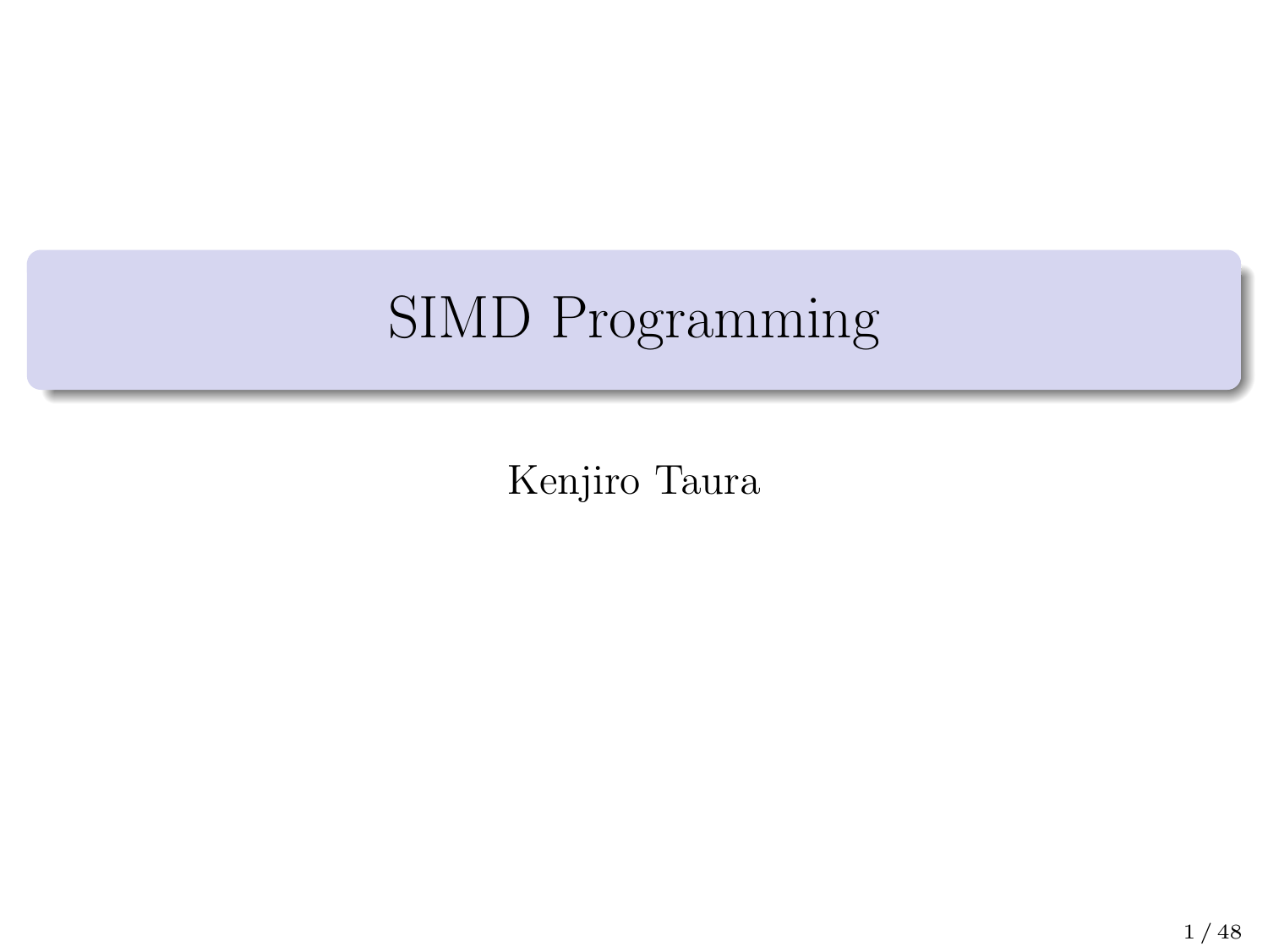# SIMD Programming

Kenjiro Taura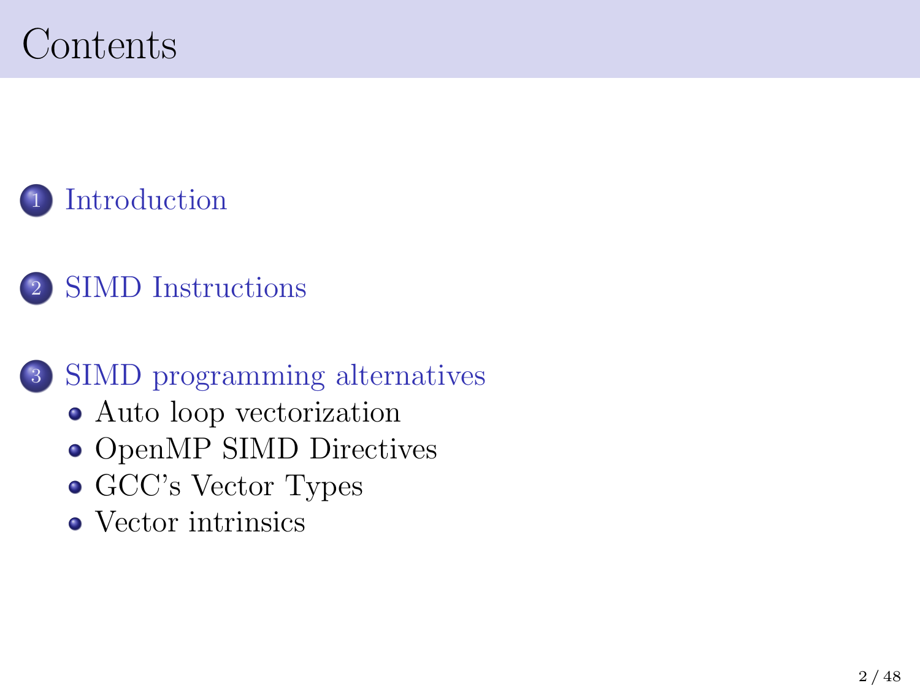# Contents

1. Introduction

2. SIMD Instructions

3. SIMD programming alternatives
   - Auto loop vectorization
   - OpenMP SIMD Directives
   - GCC's Vector Types
   - Vector intrinsics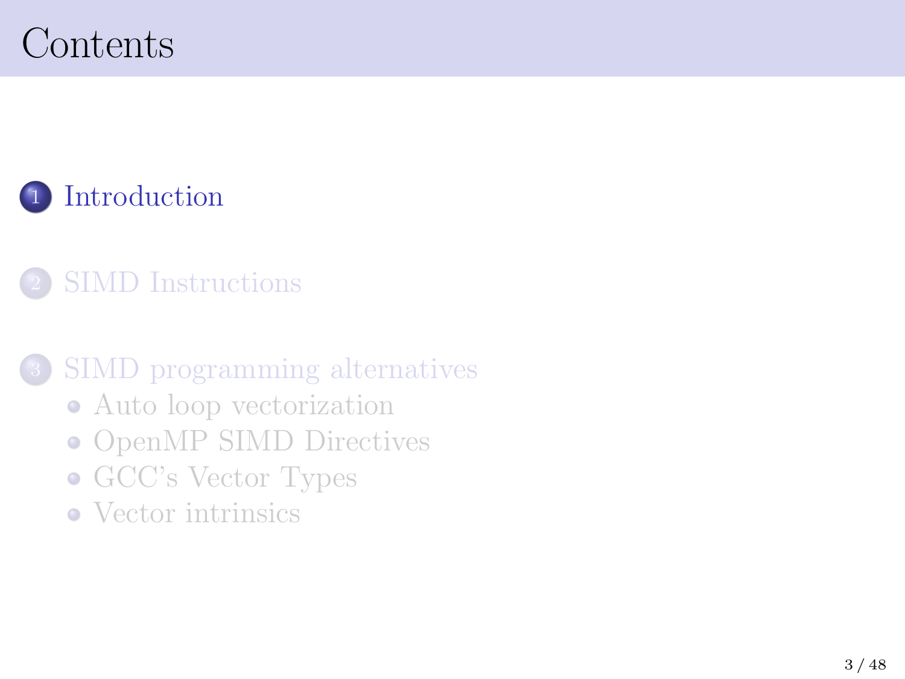# Contents

1. Introduction

2. SIMD Instructions

3. SIMD programming alternatives
   - Auto loop vectorization
   - OpenMP SIMD Directives
   - GCC's Vector Types
   - Vector intrinsics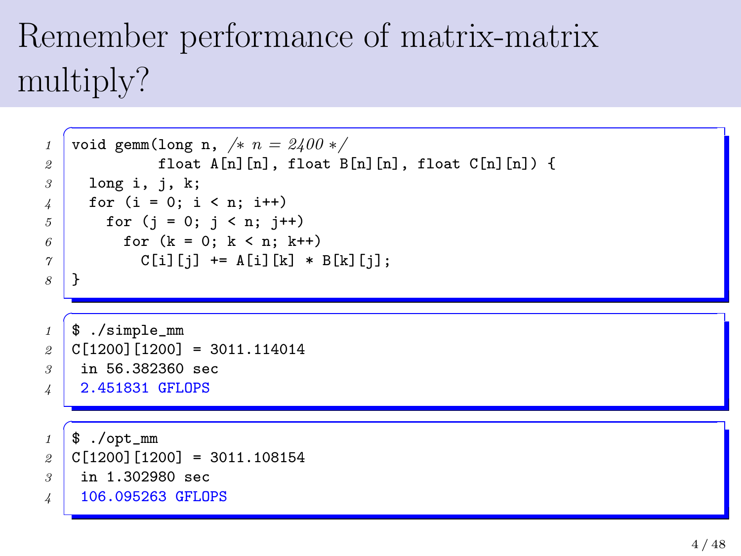# Remember performance of matrix-matrix multiply?

```c
void gemm(long n, /* n = 2400 */
          float A[n][n], float B[n][n], float C[n][n]) {
  long i, j, k;
  for (i = 0; i < n; i++)
    for (j = 0; j < n; j++)
      for (k = 0; k < n; k++)
        C[i][j] += A[i][k] * B[k][j];
}
```

```
$ ./simple_mm
C[1200][1200] = 3011.114014
 in 56.382360 sec
 2.451831 GFLOPS
```

```
$ ./opt_mm
C[1200][1200] = 3011.108154
 in 1.302980 sec
 106.095263 GFLOPS
```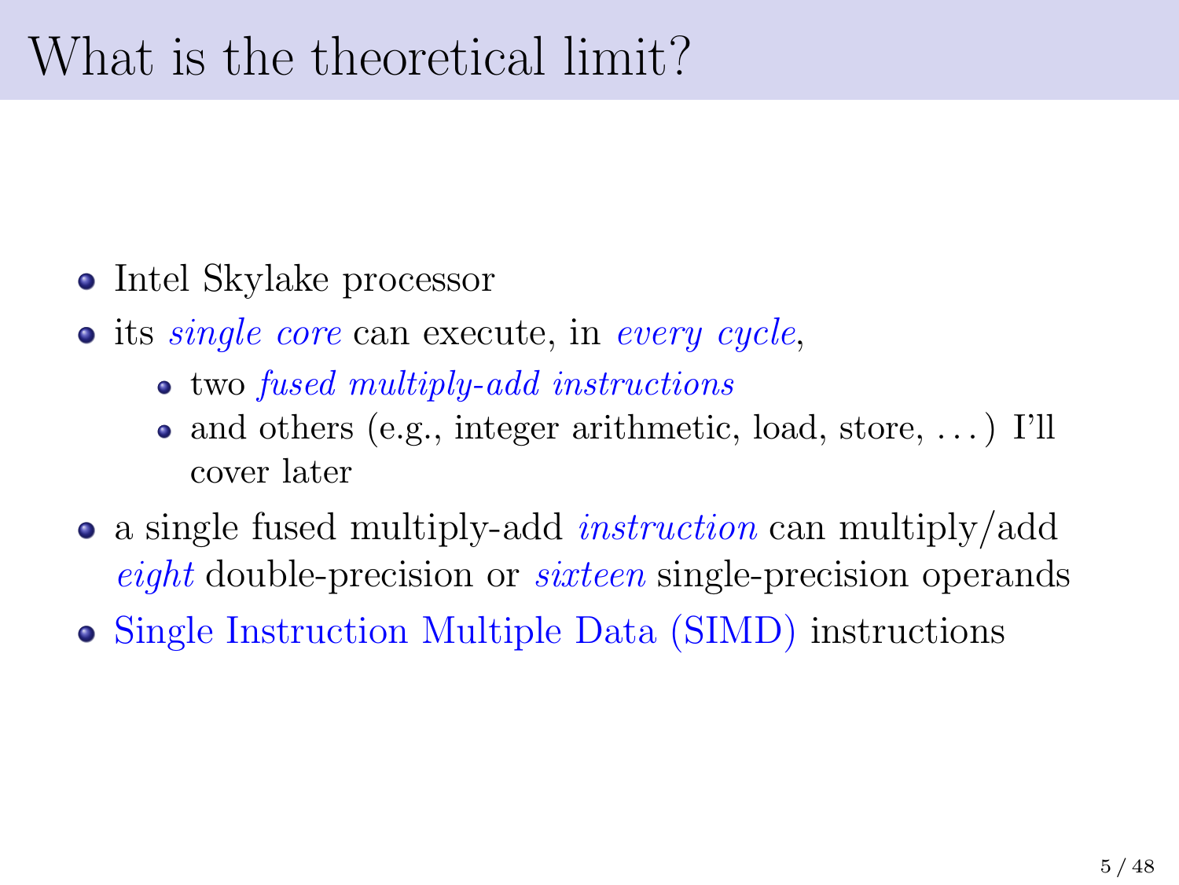# What is the theoretical limit?

- Intel Skylake processor
- its *single core* can execute, in *every cycle*,
  - two *fused multiply-add instructions*
  - and others (e.g., integer arithmetic, load, store, ...) I'll cover later
- a single fused multiply-add *instruction* can multiply/add *eight* double-precision or *sixteen* single-precision operands
- Single Instruction Multiple Data (SIMD) instructions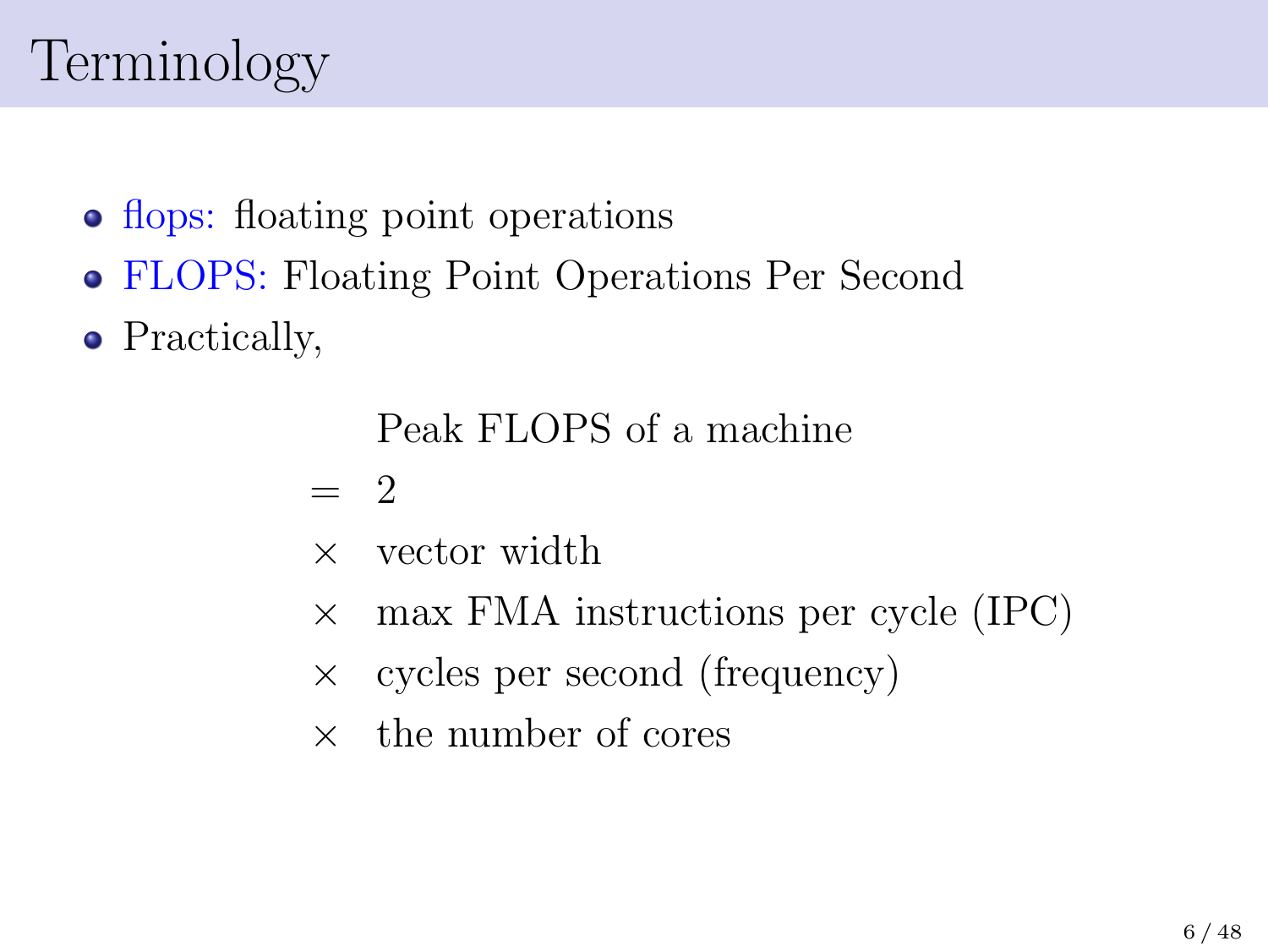# Terminology

- flops: floating point operations
- FLOPS: Floating Point Operations Per Second
- Practically,

$$
\begin{aligned}
& \text{Peak FLOPS of a machine} \\
= \; & 2 \\
\times \; & \text{vector width} \\
\times \; & \text{max FMA instructions per cycle (IPC)} \\
\times \; & \text{cycles per second (frequency)} \\
\times \; & \text{the number of cores}
\end{aligned}
$$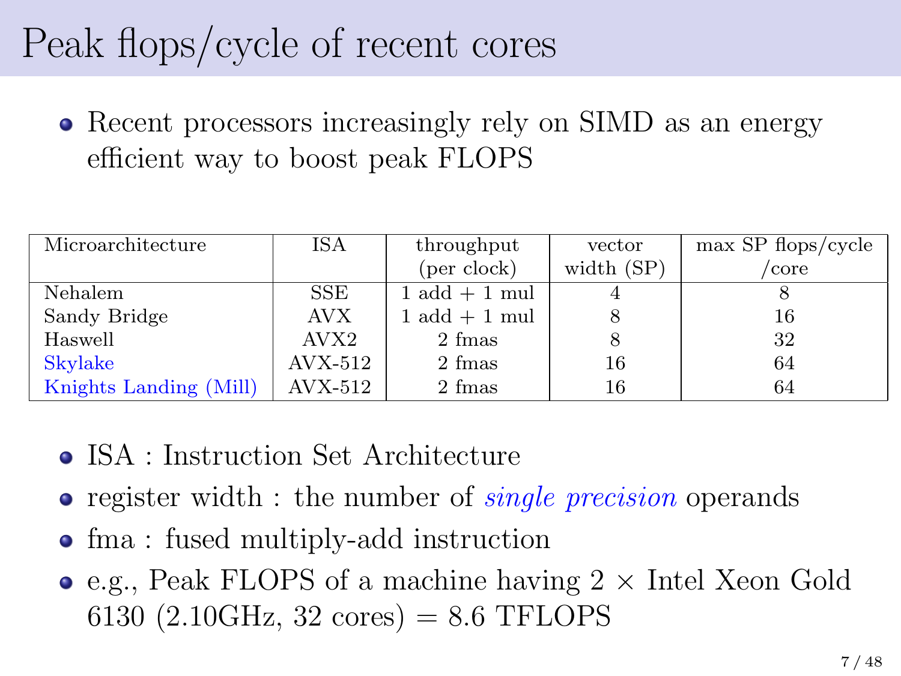# Peak flops/cycle of recent cores

- Recent processors increasingly rely on SIMD as an energy efficient way to boost peak FLOPS

| Microarchitecture | ISA | throughput (per clock) | vector width (SP) | max SP flops/cycle /core |
|---|---|---|---|---|
| Nehalem | SSE | 1 add + 1 mul | 4 | 8 |
| Sandy Bridge | AVX | 1 add + 1 mul | 8 | 16 |
| Haswell | AVX2 | 2 fmas | 8 | 32 |
| Skylake | AVX-512 | 2 fmas | 16 | 64 |
| Knights Landing (Mill) | AVX-512 | 2 fmas | 16 | 64 |

- ISA : Instruction Set Architecture
- register width : the number of *single precision* operands
- fma : fused multiply-add instruction
- e.g., Peak FLOPS of a machine having $2 \times$ Intel Xeon Gold 6130 (2.10GHz, 32 cores) = 8.6 TFLOPS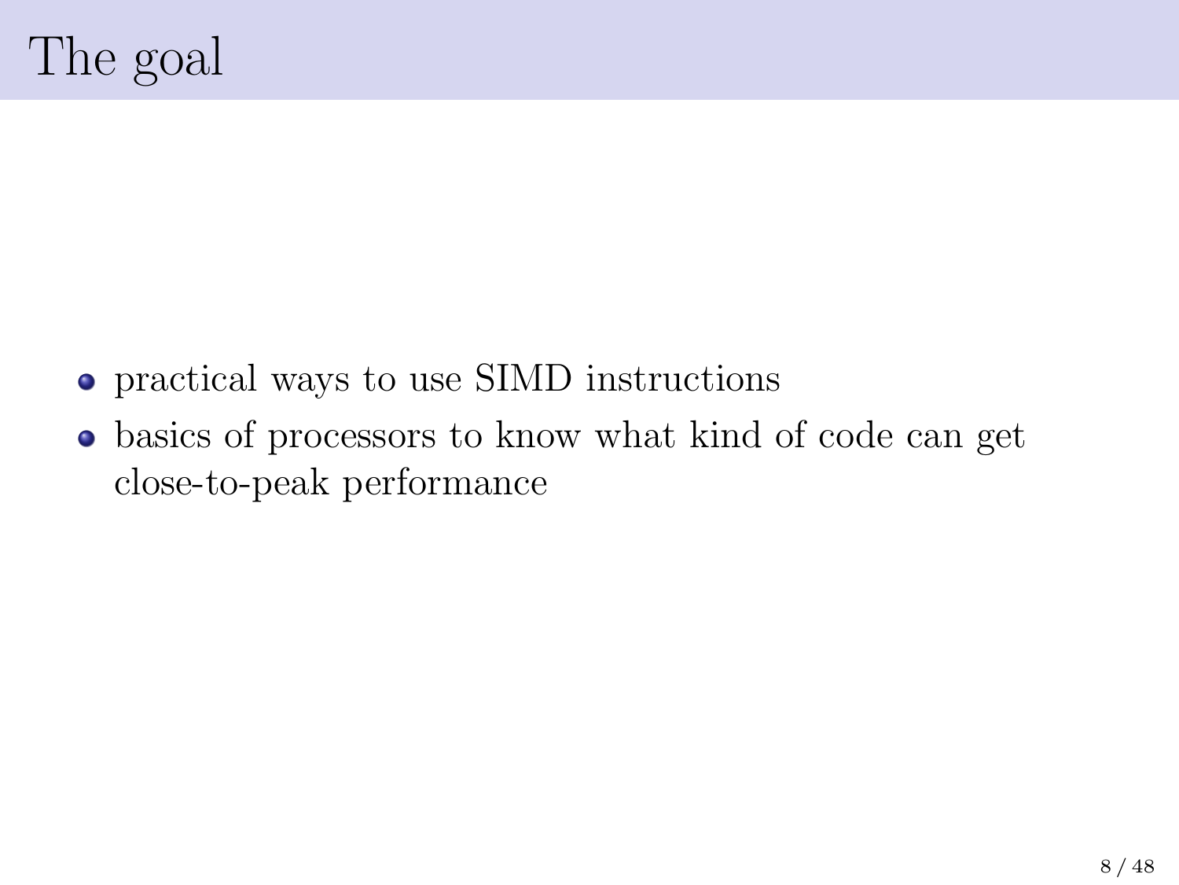# The goal

- practical ways to use SIMD instructions
- basics of processors to know what kind of code can get close-to-peak performance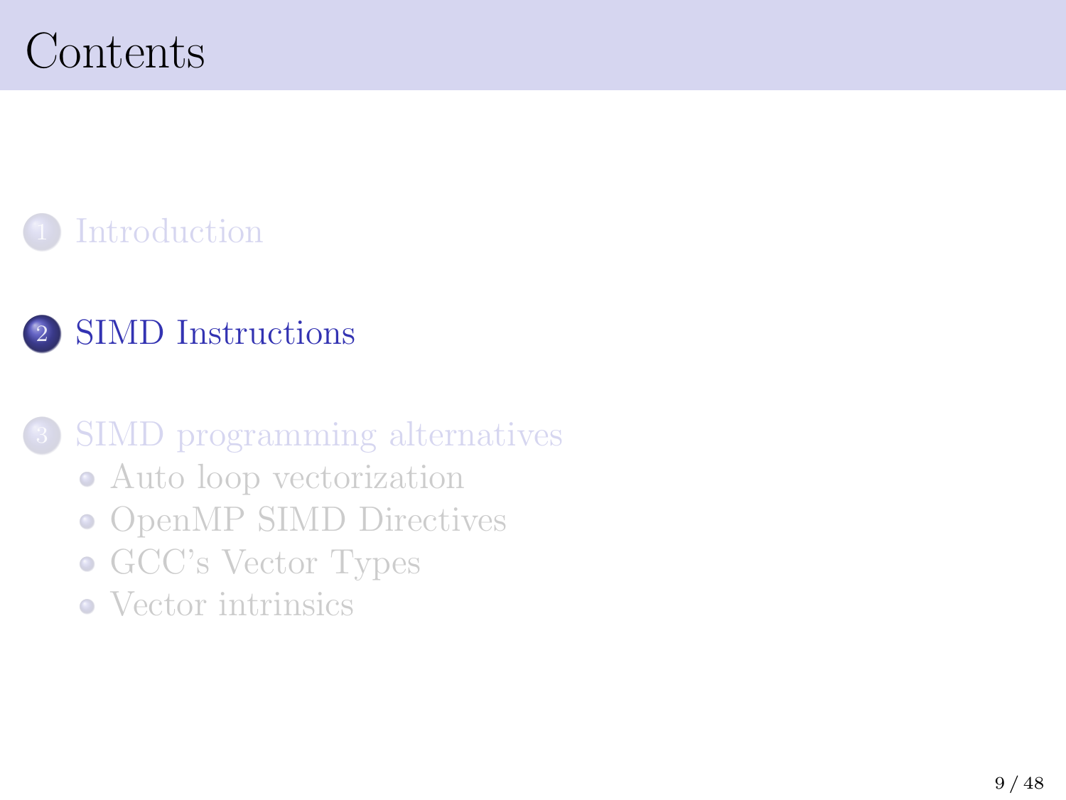# Contents

1. Introduction

2. SIMD Instructions

3. SIMD programming alternatives
   - Auto loop vectorization
   - OpenMP SIMD Directives
   - GCC's Vector Types
   - Vector intrinsics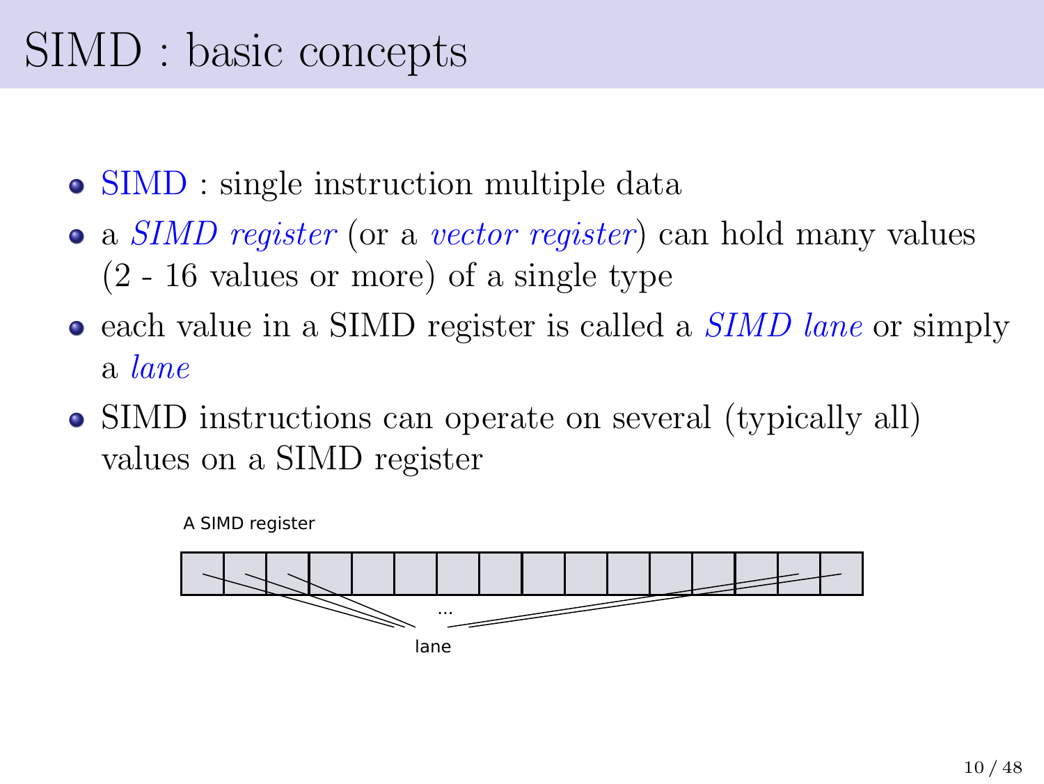# SIMD : basic concepts

- SIMD : single instruction multiple data
- a *SIMD register* (or a *vector register*) can hold many values (2 - 16 values or more) of a single type
- each value in a SIMD register is called a *SIMD lane* or simply a *lane*
- SIMD instructions can operate on several (typically all) values on a SIMD register

A SIMD register

...

lane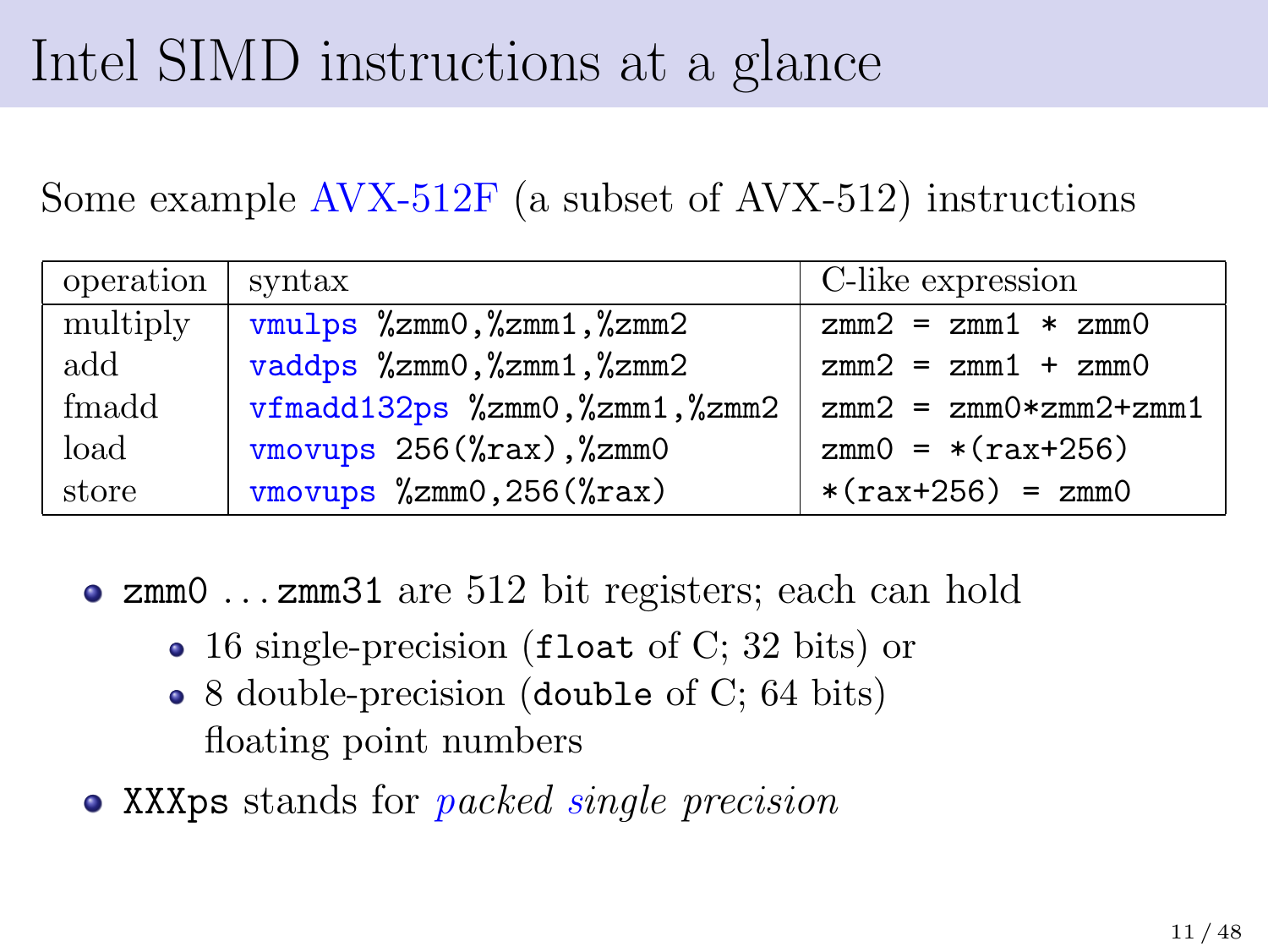# Intel SIMD instructions at a glance

Some example AVX-512F (a subset of AVX-512) instructions

| operation | syntax | C-like expression |
|---|---|---|
| multiply | `vmulps %zmm0,%zmm1,%zmm2` | `zmm2 = zmm1 * zmm0` |
| add | `vaddps %zmm0,%zmm1,%zmm2` | `zmm2 = zmm1 + zmm0` |
| fmadd | `vfmadd132ps %zmm0,%zmm1,%zmm2` | `zmm2 = zmm0*zmm2+zmm1` |
| load | `vmovups 256(%rax),%zmm0` | `zmm0 = *(rax+256)` |
| store | `vmovups %zmm0,256(%rax)` | `*(rax+256) = zmm0` |

- `zmm0` ... `zmm31` are 512 bit registers; each can hold
  - 16 single-precision (`float` of C; 32 bits) or
  - 8 double-precision (`double` of C; 64 bits)

    floating point numbers
- `XXXps` stands for *packed single precision*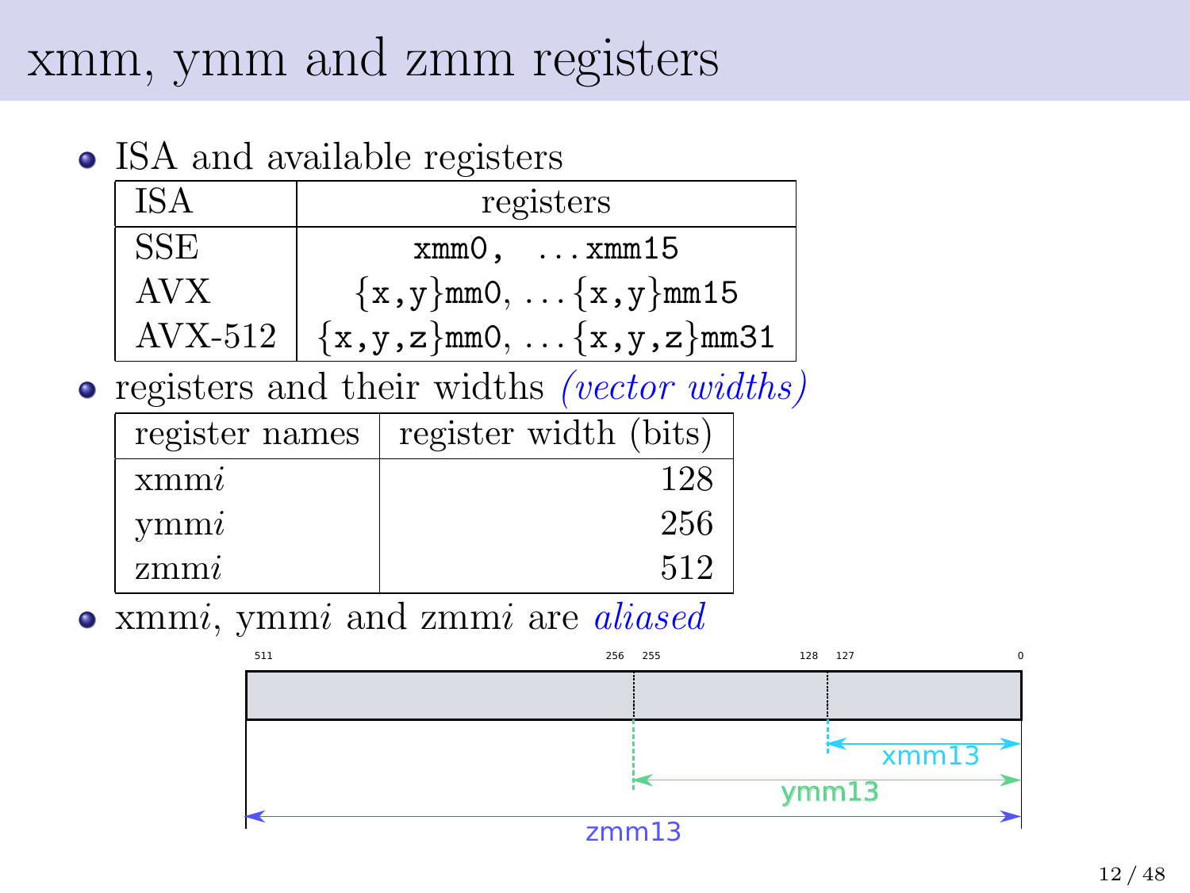# xmm, ymm and zmm registers

- ISA and available registers

| ISA | registers |
|---|---|
| SSE | `xmm0`, ... `xmm15` |
| AVX | {`x`,`y`}`mm0`, ... {`x`,`y`}`mm15` |
| AVX-512 | {`x`,`y`,`z`}`mm0`, ... {`x`,`y`,`z`}`mm31` |

- registers and their widths *(vector widths)*

| register names | register width (bits) |
|---|---|
| xmm$i$ | 128 |
| ymm$i$ | 256 |
| zmm$i$ | 512 |

- xmm$i$, ymm$i$ and zmm$i$ are *aliased*

511 256 255 128 127 0

xmm13

ymm13

zmm13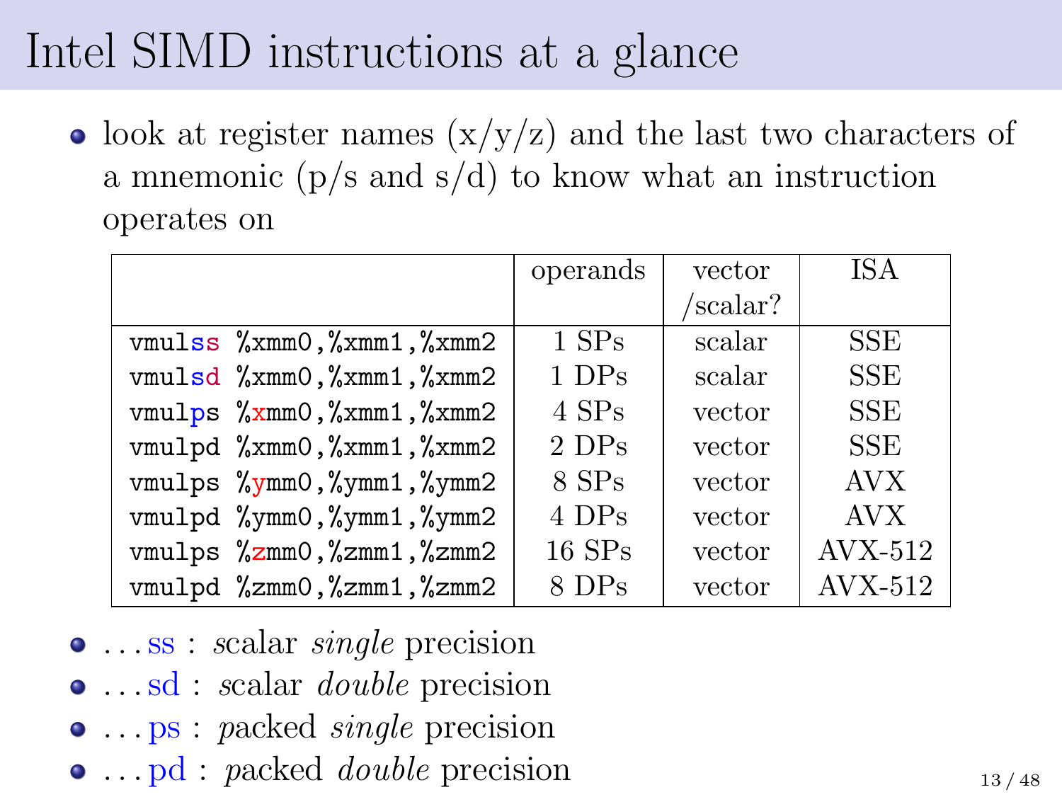# Intel SIMD instructions at a glance

- look at register names (x/y/z) and the last two characters of a mnemonic (p/s and s/d) to know what an instruction operates on

| | operands | vector /scalar? | ISA |
|---|---|---|---|
| `vmulss %xmm0,%xmm1,%xmm2` | 1 SPs | scalar | SSE |
| `vmulsd %xmm0,%xmm1,%xmm2` | 1 DPs | scalar | SSE |
| `vmulps %xmm0,%xmm1,%xmm2` | 4 SPs | vector | SSE |
| `vmulpd %xmm0,%xmm1,%xmm2` | 2 DPs | vector | SSE |
| `vmulps %ymm0,%ymm1,%ymm2` | 8 SPs | vector | AVX |
| `vmulpd %ymm0,%ymm1,%ymm2` | 4 DPs | vector | AVX |
| `vmulps %zmm0,%zmm1,%zmm2` | 16 SPs | vector | AVX-512 |
| `vmulpd %zmm0,%zmm1,%zmm2` | 8 DPs | vector | AVX-512 |

- ...ss : scalar *single* precision
- ...sd : scalar *double* precision
- ...ps : packed *single* precision
- ...pd : packed *double* precision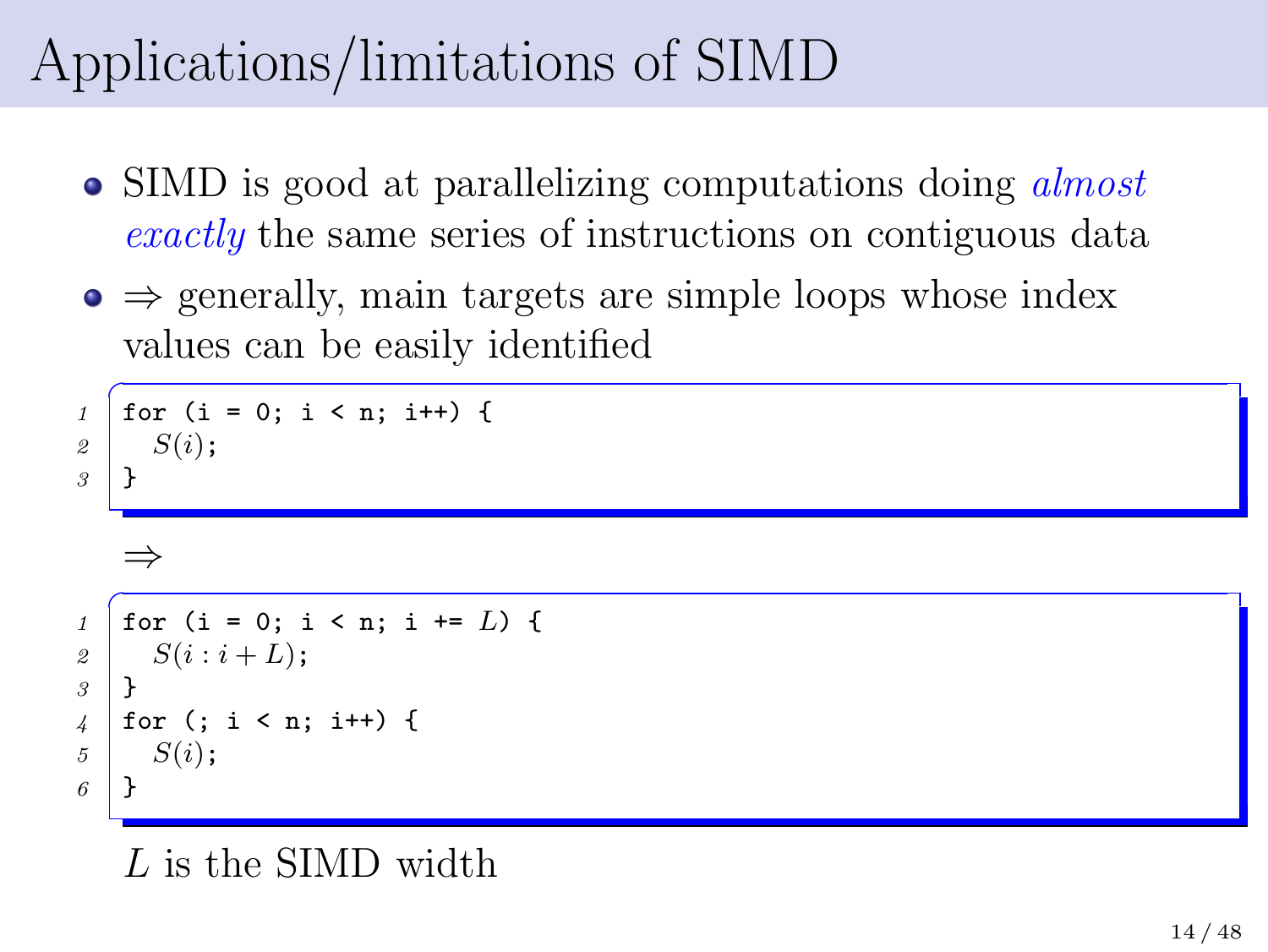# Applications/limitations of SIMD

- SIMD is good at parallelizing computations doing *almost exactly* the same series of instructions on contiguous data
- ⇒ generally, main targets are simple loops whose index values can be easily identified

```
for (i = 0; i < n; i++) {
  S(i);
}
```

⇒

```
for (i = 0; i < n; i += L) {
  S(i : i + L);
}
for (; i < n; i++) {
  S(i);
}
```

$L$ is the SIMD width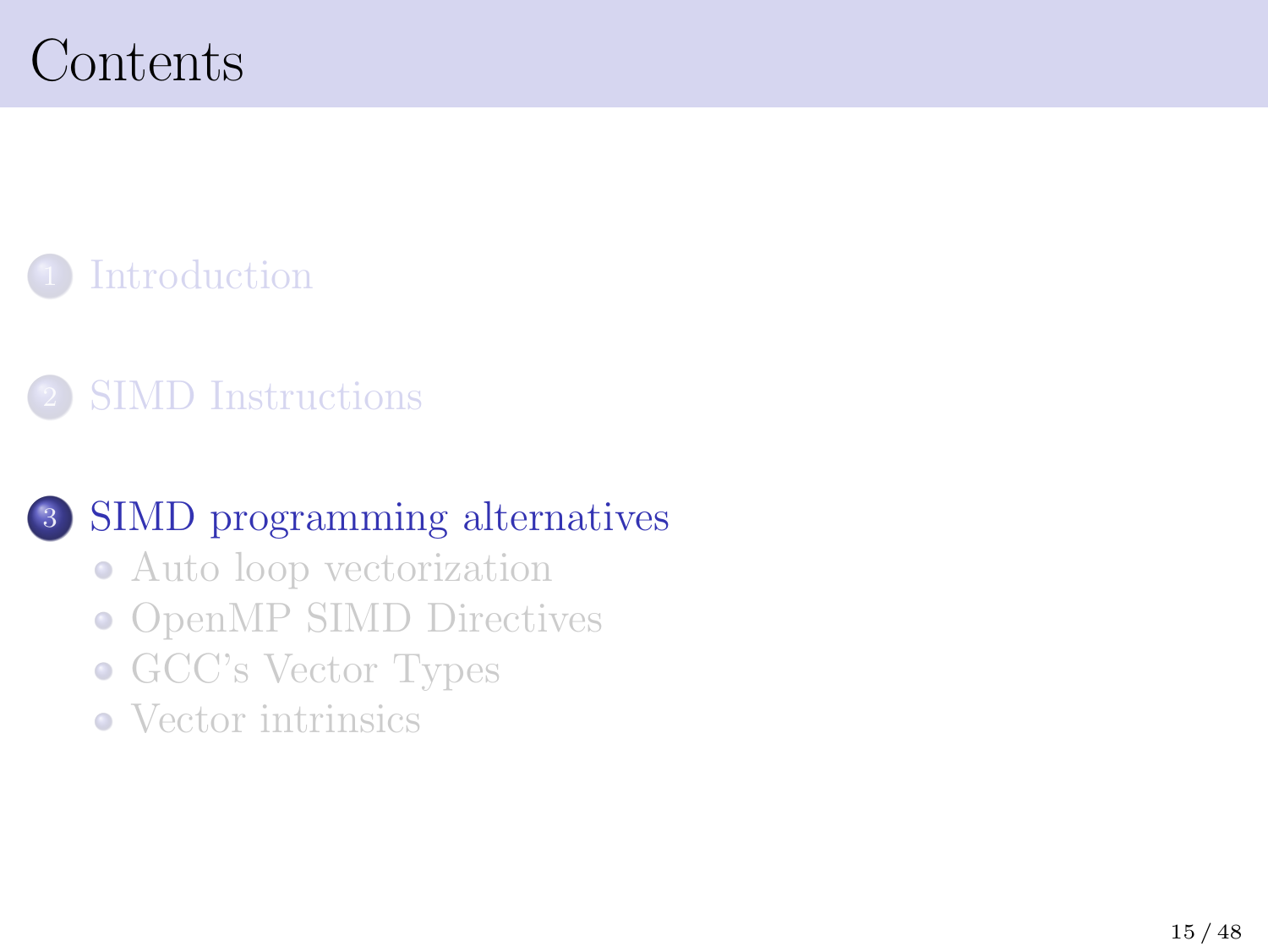# Contents

1. Introduction

2. SIMD Instructions

3. SIMD programming alternatives
   - Auto loop vectorization
   - OpenMP SIMD Directives
   - GCC's Vector Types
   - Vector intrinsics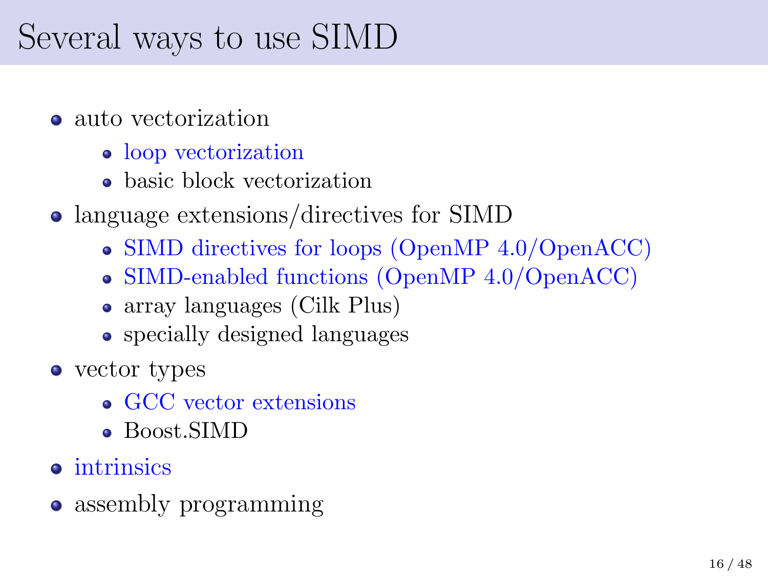# Several ways to use SIMD

- auto vectorization
  - loop vectorization
  - basic block vectorization
- language extensions/directives for SIMD
  - SIMD directives for loops (OpenMP 4.0/OpenACC)
  - SIMD-enabled functions (OpenMP 4.0/OpenACC)
  - array languages (Cilk Plus)
  - specially designed languages
- vector types
  - GCC vector extensions
  - Boost.SIMD
- intrinsics
- assembly programming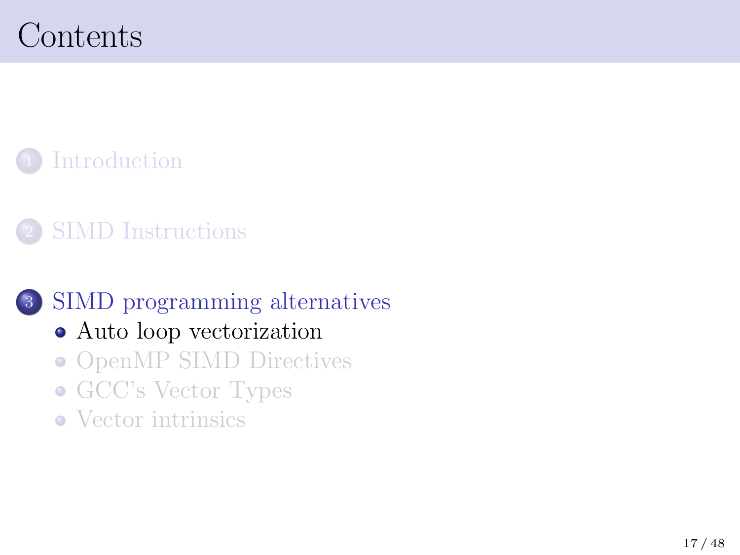# Contents

1. Introduction

2. SIMD Instructions

3. SIMD programming alternatives
   - Auto loop vectorization
   - OpenMP SIMD Directives
   - GCC's Vector Types
   - Vector intrinsics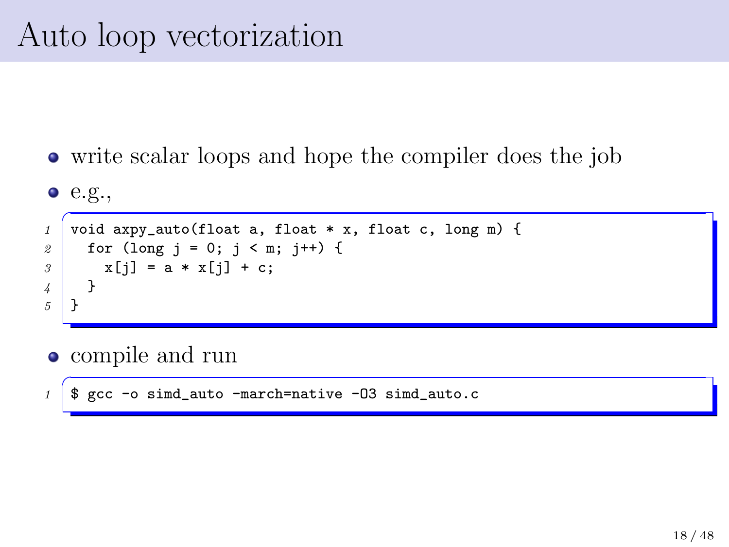# Auto loop vectorization

- write scalar loops and hope the compiler does the job
- e.g.,

```
void axpy_auto(float a, float * x, float c, long m) {
  for (long j = 0; j < m; j++) {
    x[j] = a * x[j] + c;
  }
}
```

- compile and run

```
$ gcc -o simd_auto -march=native -O3 simd_auto.c
```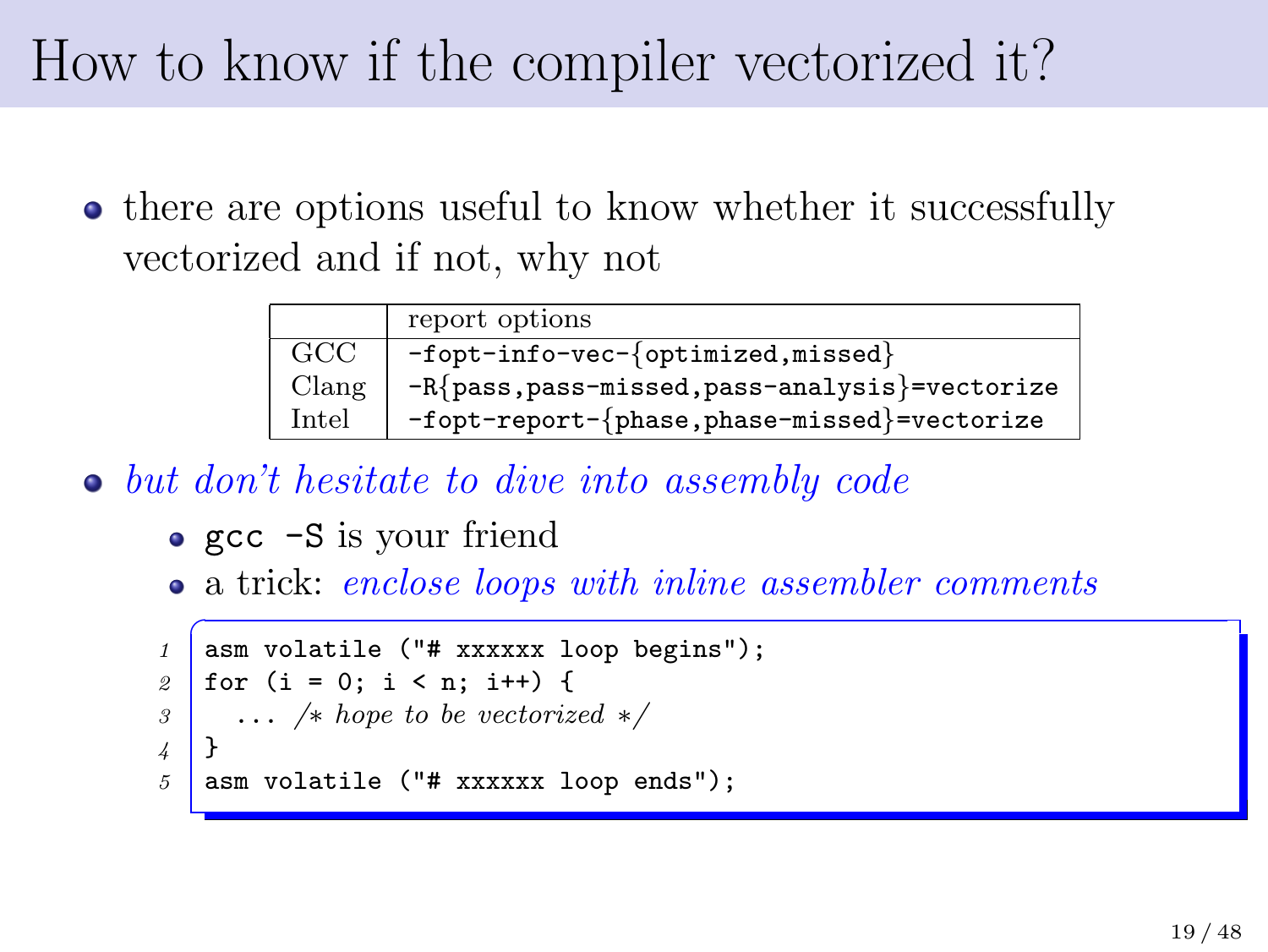# How to know if the compiler vectorized it?

- there are options useful to know whether it successfully vectorized and if not, why not

| | report options |
|---|---|
| GCC | `-fopt-info-vec-{optimized,missed}` |
| Clang | `-R{pass,pass-missed,pass-analysis}=vectorize` |
| Intel | `-fopt-report-{phase,phase-missed}=vectorize` |

- *but don't hesitate to dive into assembly code*
  - `gcc -S` is your friend
  - a trick: *enclose loops with inline assembler comments*

```
asm volatile ("# xxxxxx loop begins");
for (i = 0; i < n; i++) {
  ... /* hope to be vectorized */
}
asm volatile ("# xxxxxx loop ends");
```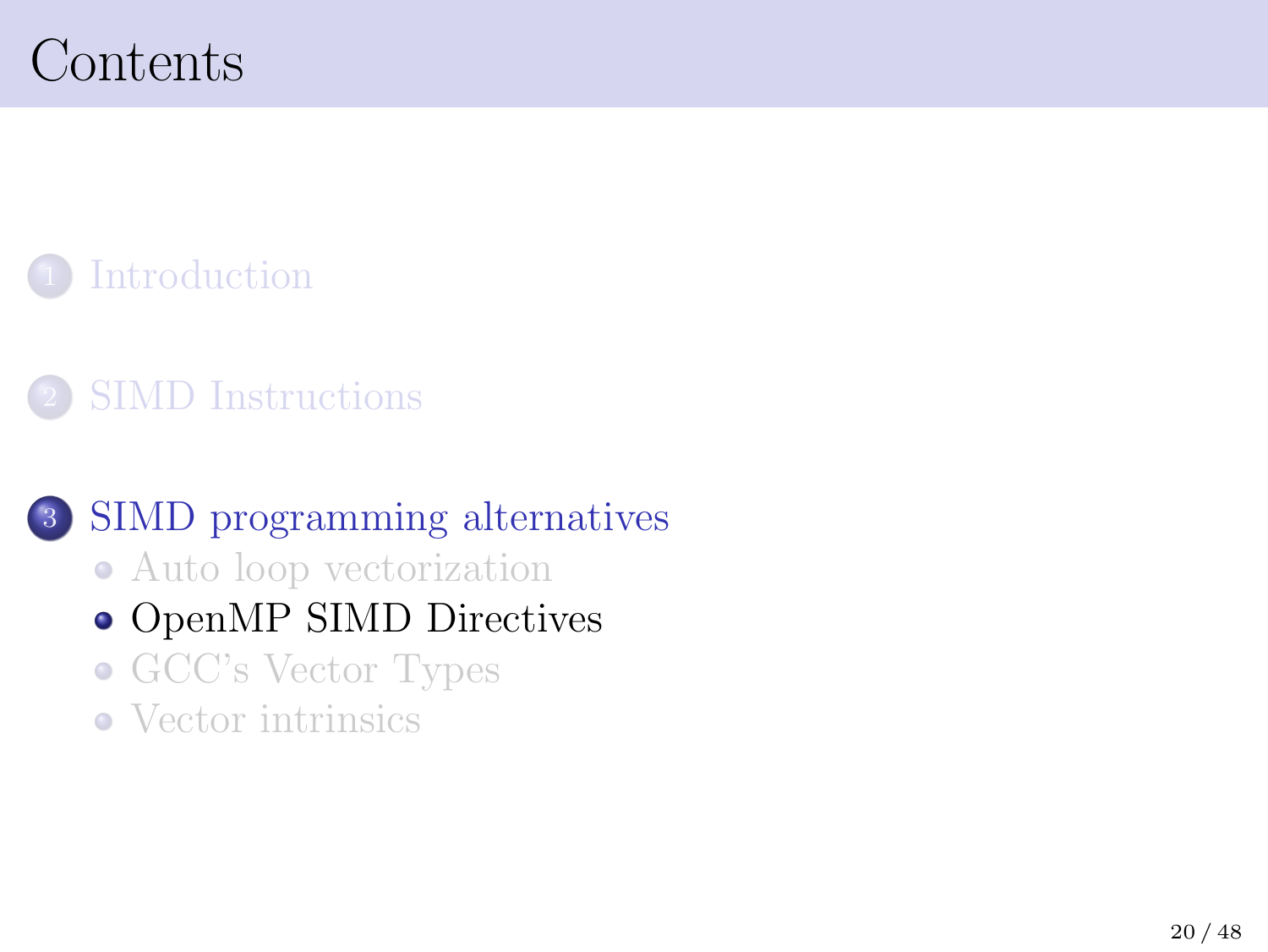# Contents

1. Introduction

2. SIMD Instructions

3. SIMD programming alternatives
   - Auto loop vectorization
   - OpenMP SIMD Directives
   - GCC's Vector Types
   - Vector intrinsics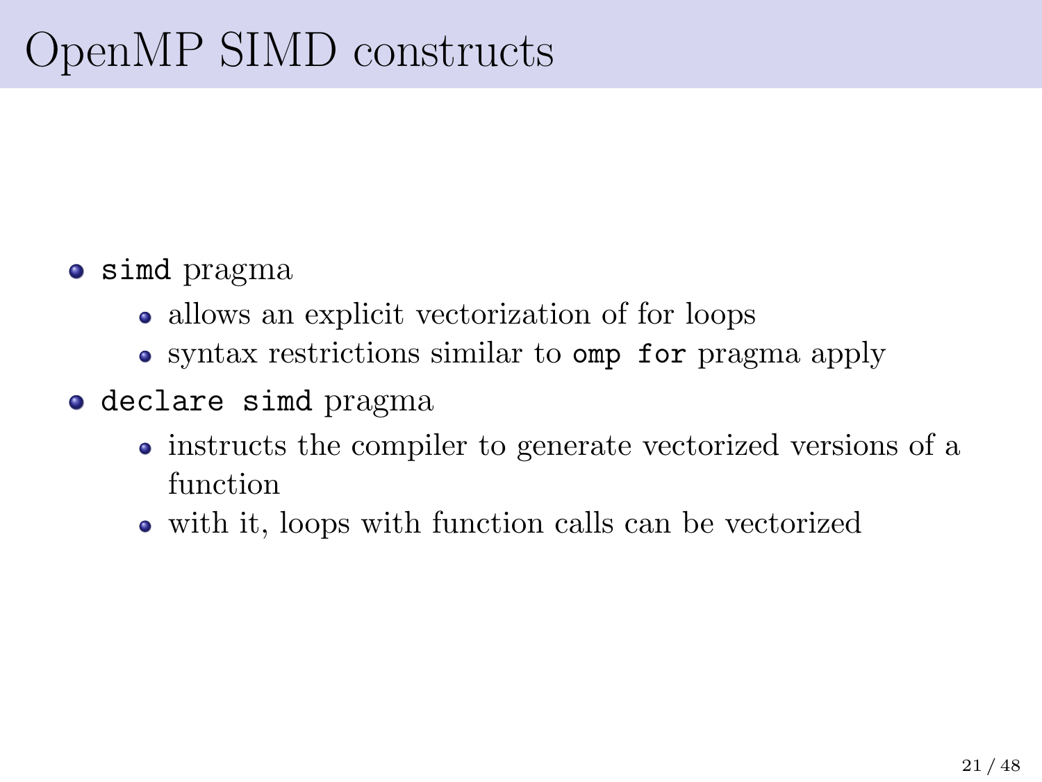# OpenMP SIMD constructs

- `simd` pragma
  - allows an explicit vectorization of for loops
  - syntax restrictions similar to `omp for` pragma apply
- `declare simd` pragma
  - instructs the compiler to generate vectorized versions of a function
  - with it, loops with function calls can be vectorized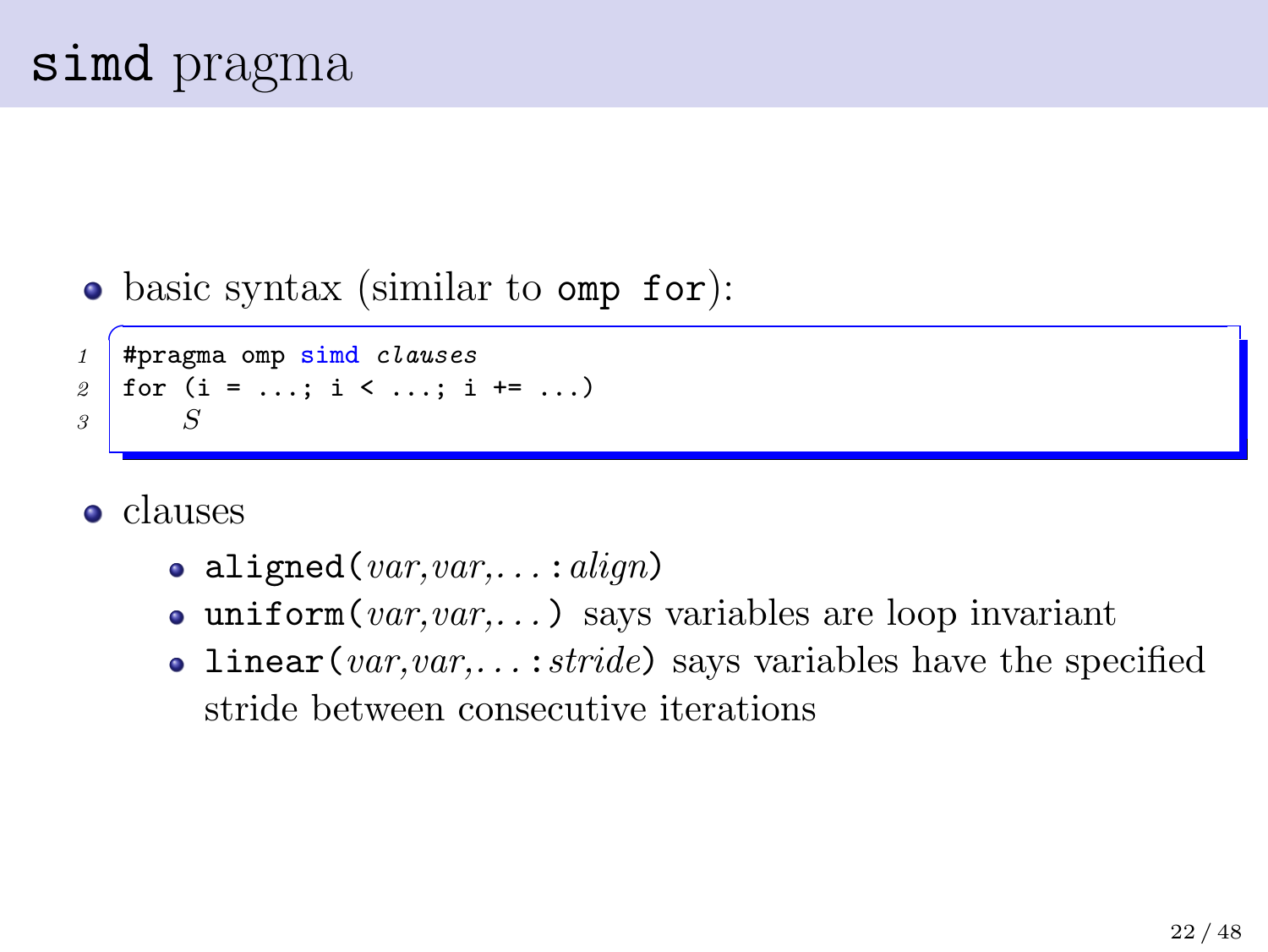# `simd` pragma

- basic syntax (similar to `omp for`):

```
#pragma omp simd clauses
for (i = ...; i < ...; i += ...)
    S
```

- clauses
  - `aligned(`*var*,*var*,. . . `:`*align*`)`
  - `uniform(`*var*,*var*,. . . `)` says variables are loop invariant
  - `linear(`*var*,*var*,. . . `:`*stride*`)` says variables have the specified stride between consecutive iterations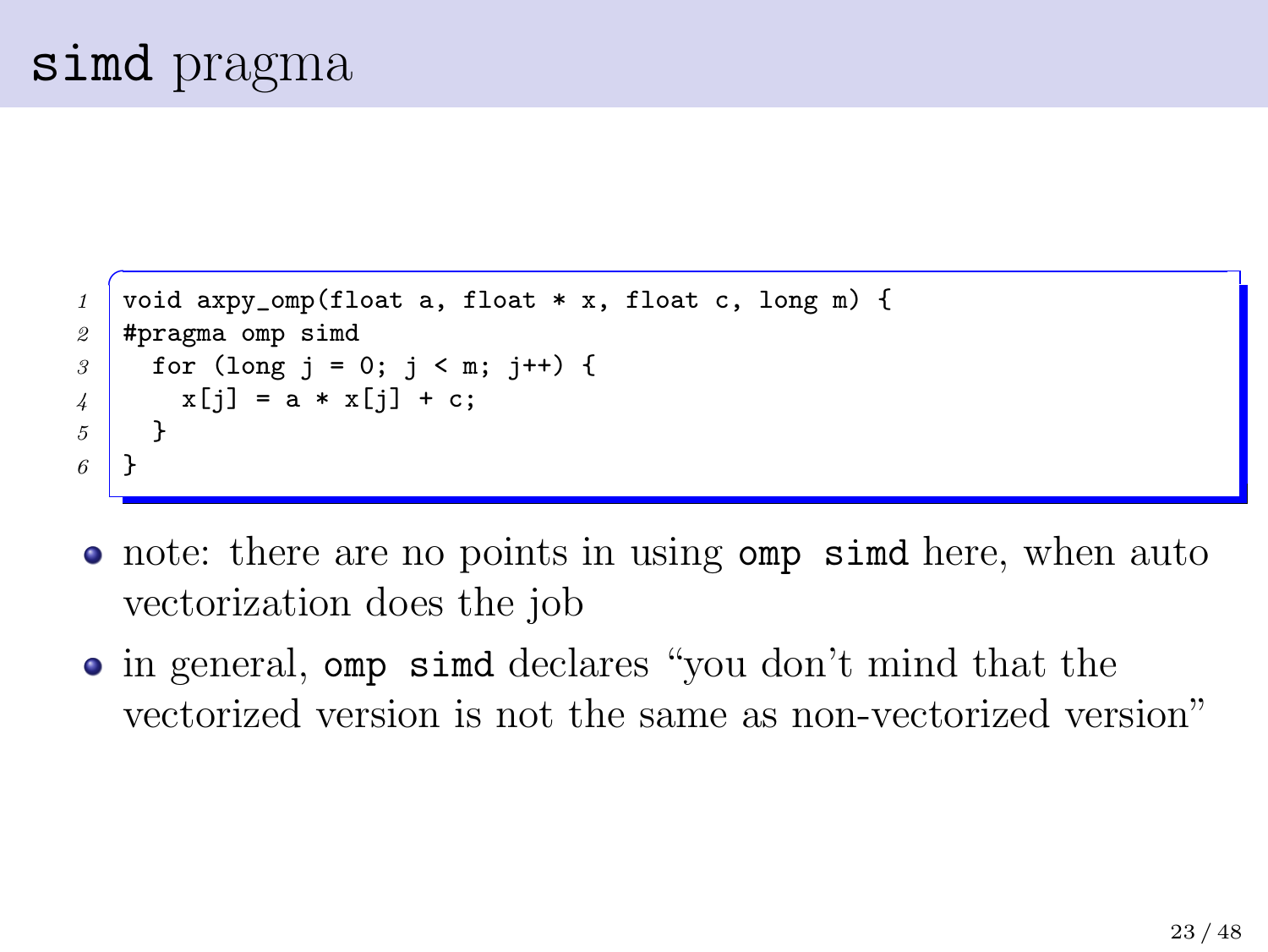# `simd` pragma

```c
void axpy_omp(float a, float * x, float c, long m) {
#pragma omp simd
  for (long j = 0; j < m; j++) {
    x[j] = a * x[j] + c;
  }
}
```

- note: there are no points in using `omp simd` here, when auto vectorization does the job
- in general, `omp simd` declares "you don't mind that the vectorized version is not the same as non-vectorized version"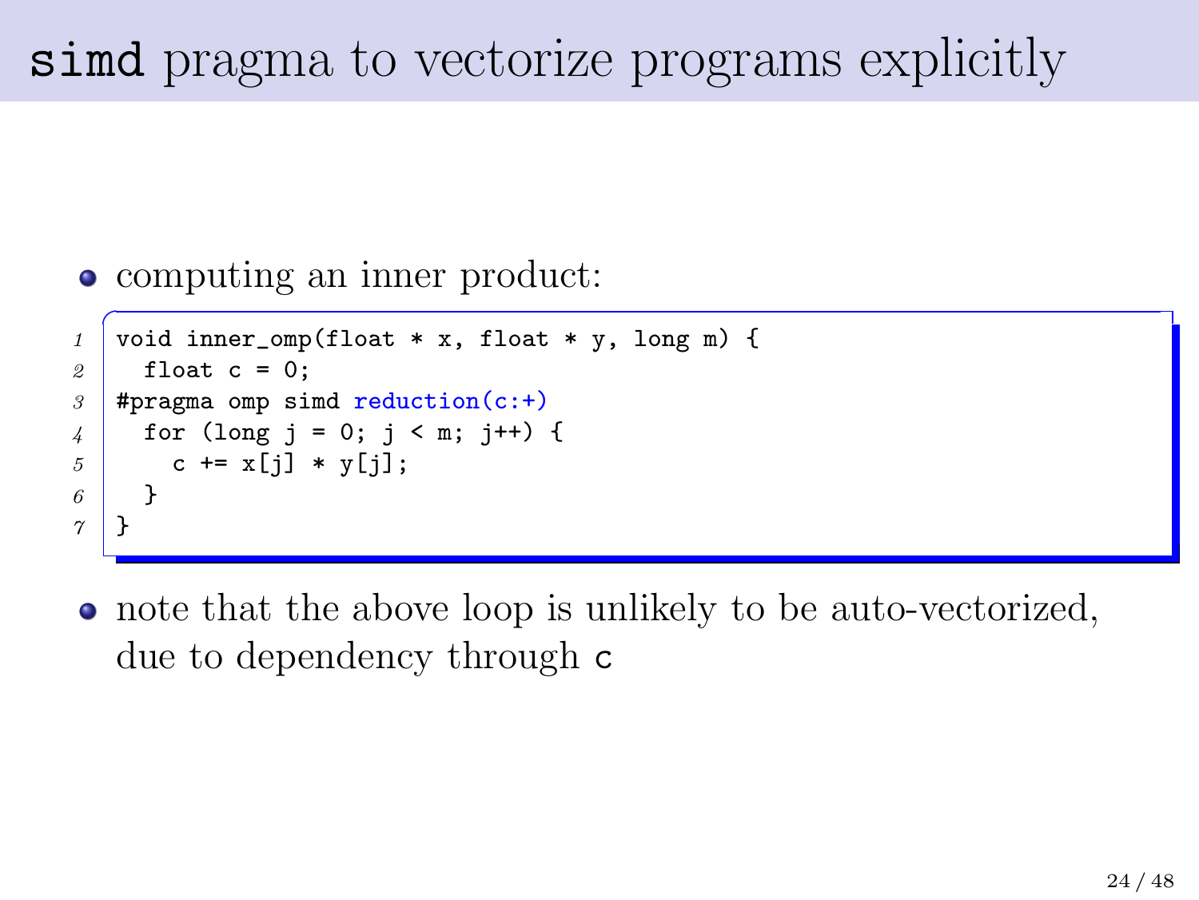# `simd` pragma to vectorize programs explicitly

- computing an inner product:

```
void inner_omp(float * x, float * y, long m) {
  float c = 0;
#pragma omp simd reduction(c:+)
  for (long j = 0; j < m; j++) {
    c += x[j] * y[j];
  }
}
```

- note that the above loop is unlikely to be auto-vectorized, due to dependency through `c`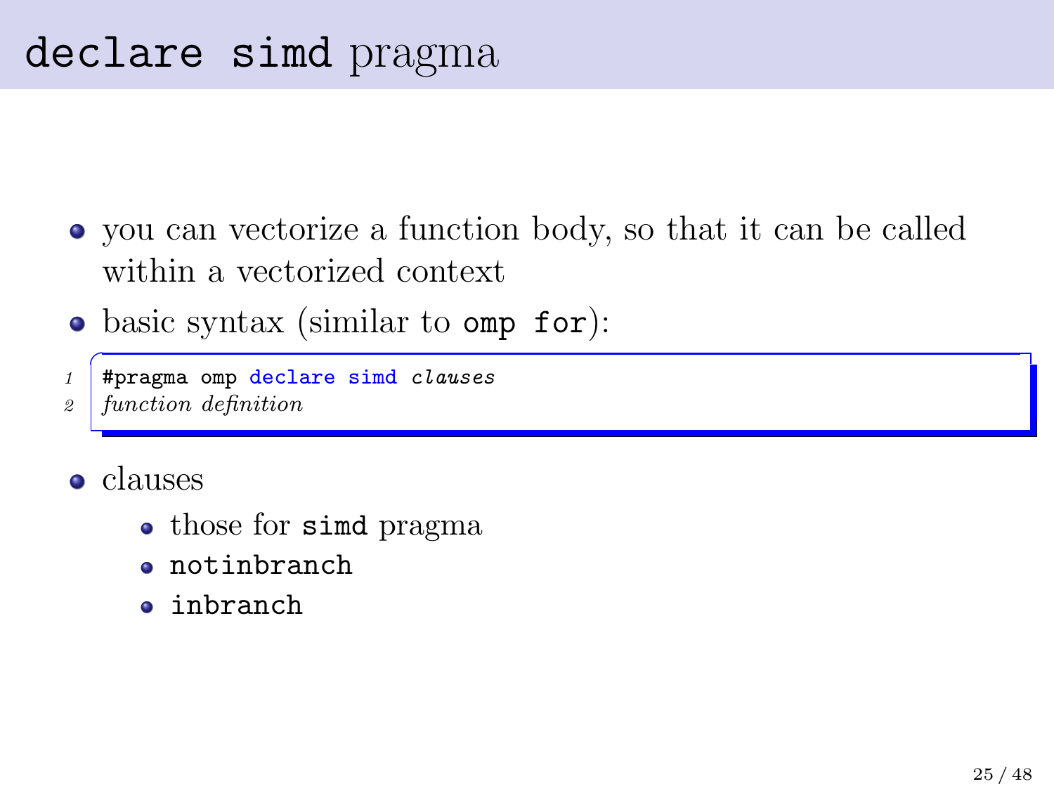# `declare simd` pragma

- you can vectorize a function body, so that it can be called within a vectorized context
- basic syntax (similar to `omp for`):

```
#pragma omp declare simd clauses
function definition
```

- clauses
  - those for `simd` pragma
  - `notinbranch`
  - `inbranch`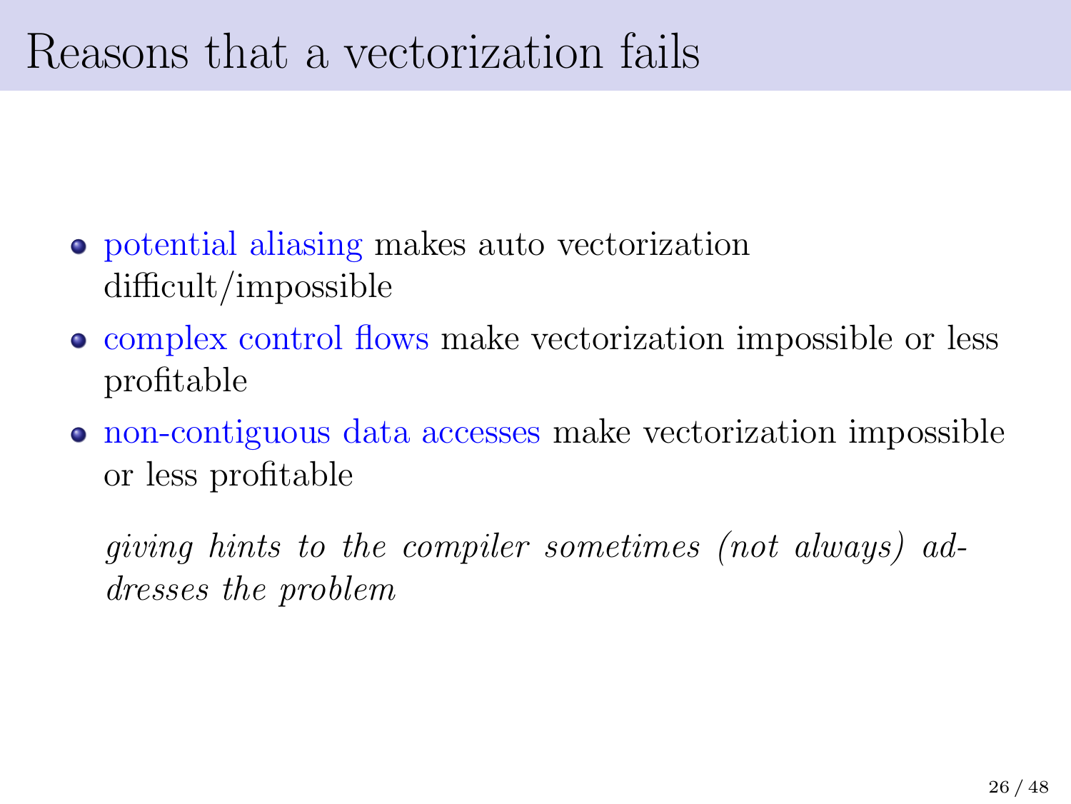# Reasons that a vectorization fails

- potential aliasing makes auto vectorization difficult/impossible
- complex control flows make vectorization impossible or less profitable
- non-contiguous data accesses make vectorization impossible or less profitable

*giving hints to the compiler sometimes (not always) addresses the problem*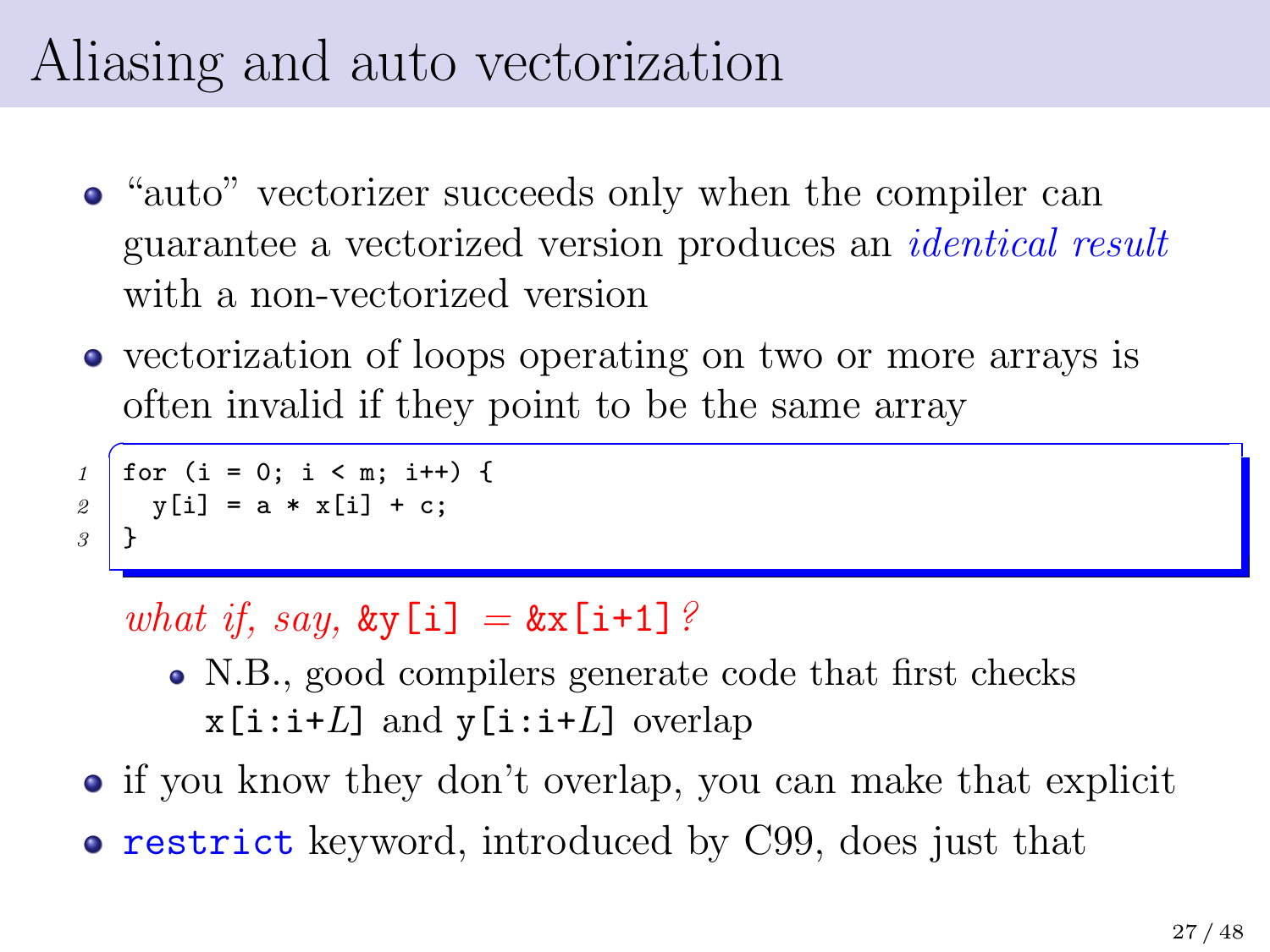# Aliasing and auto vectorization

- "auto" vectorizer succeeds only when the compiler can guarantee a vectorized version produces an *identical result* with a non-vectorized version
- vectorization of loops operating on two or more arrays is often invalid if they point to be the same array

```
for (i = 0; i < m; i++) {
  y[i] = a * x[i] + c;
}
```

  *what if, say,* `&y[i]` $=$ `&x[i+1]`*?*

  - N.B., good compilers generate code that first checks `x[i:i+`$L$`]` and `y[i:i+`$L$`]` overlap
- if you know they don't overlap, you can make that explicit
- `restrict` keyword, introduced by C99, does just that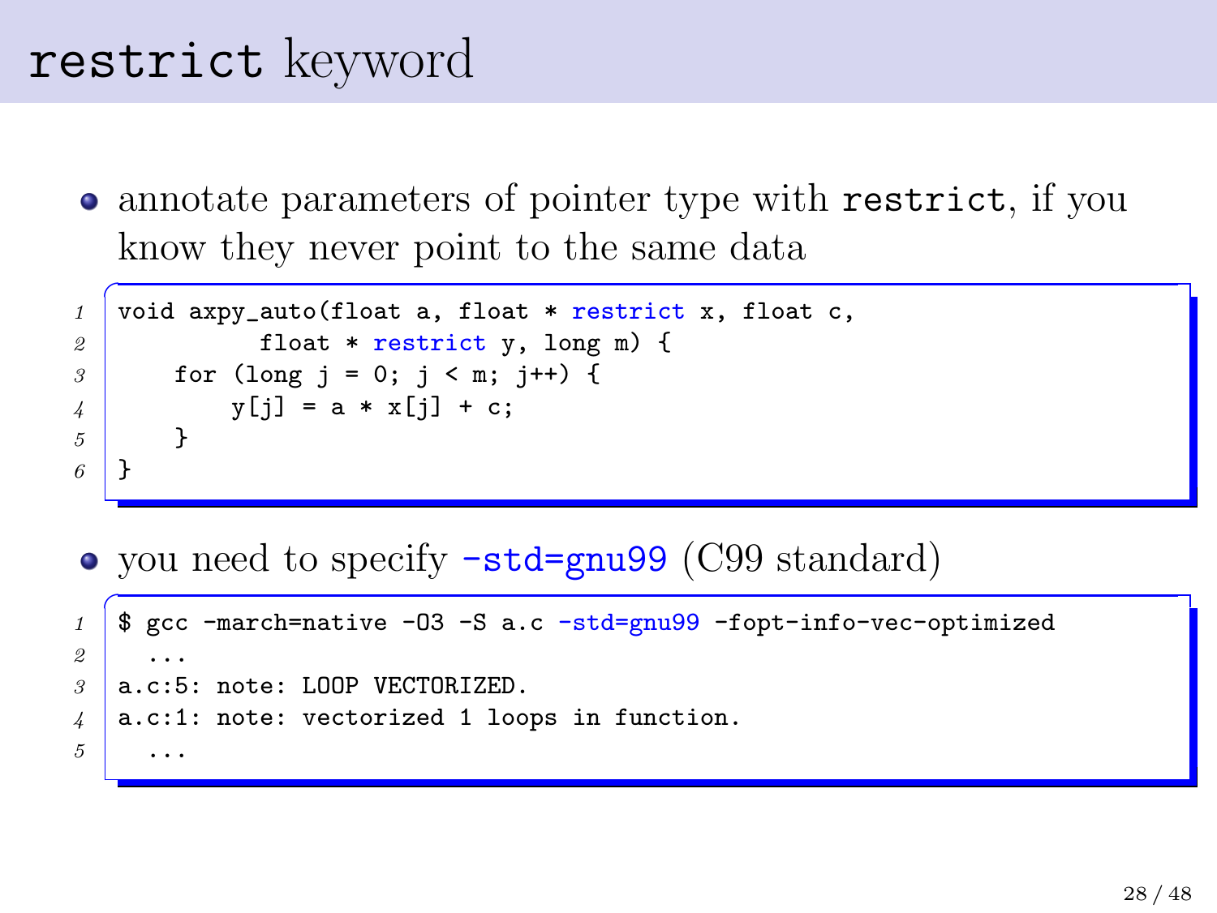# `restrict` keyword

- annotate parameters of pointer type with `restrict`, if you know they never point to the same data

```
void axpy_auto(float a, float * restrict x, float c,
          float * restrict y, long m) {
    for (long j = 0; j < m; j++) {
        y[j] = a * x[j] + c;
    }
}
```

- you need to specify `-std=gnu99` (C99 standard)

```
$ gcc -march=native -O3 -S a.c -std=gnu99 -fopt-info-vec-optimized
  ...
a.c:5: note: LOOP VECTORIZED.
a.c:1: note: vectorized 1 loops in function.
  ...
```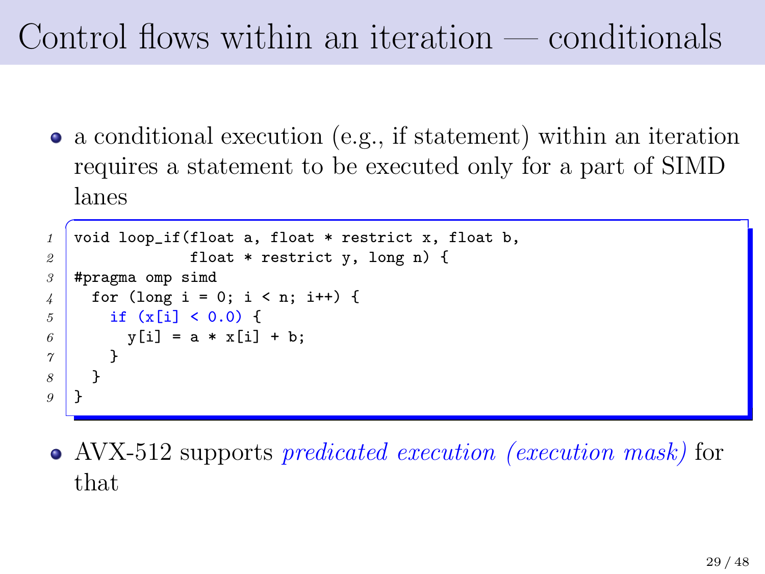# Control flows within an iteration — conditionals

- a conditional execution (e.g., if statement) within an iteration requires a statement to be executed only for a part of SIMD lanes

```
void loop_if(float a, float * restrict x, float b,
             float * restrict y, long n) {
#pragma omp simd
  for (long i = 0; i < n; i++) {
    if (x[i] < 0.0) {
      y[i] = a * x[i] + b;
    }
  }
}
```

- AVX-512 supports *predicated execution (execution mask)* for that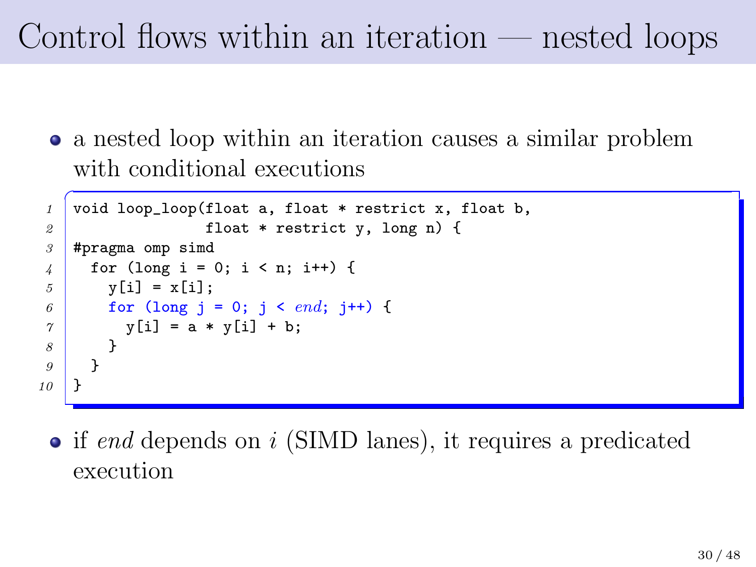# Control flows within an iteration — nested loops

- a nested loop within an iteration causes a similar problem with conditional executions

```
void loop_loop(float a, float * restrict x, float b,
               float * restrict y, long n) {
#pragma omp simd
  for (long i = 0; i < n; i++) {
    y[i] = x[i];
    for (long j = 0; j < end; j++) {
      y[i] = a * y[i] + b;
    }
  }
}
```

- if *end* depends on $i$ (SIMD lanes), it requires a predicated execution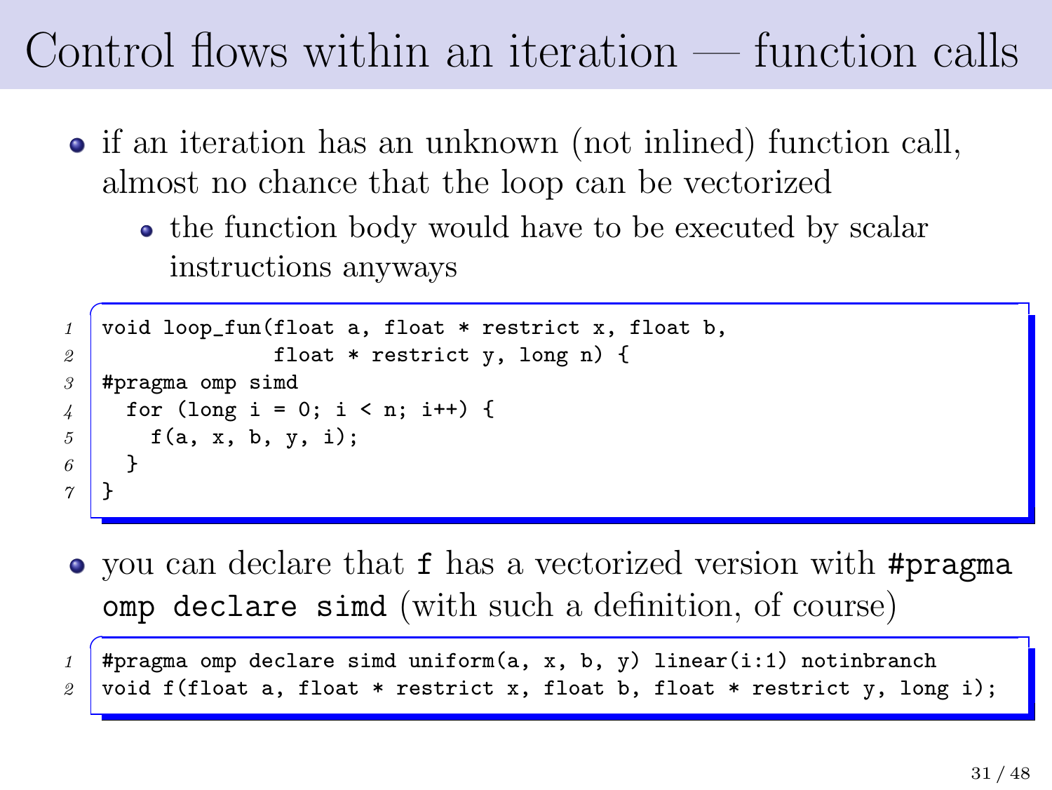# Control flows within an iteration — function calls

- if an iteration has an unknown (not inlined) function call, almost no chance that the loop can be vectorized
  - the function body would have to be executed by scalar instructions anyways

```
void loop_fun(float a, float * restrict x, float b,
              float * restrict y, long n) {
#pragma omp simd
  for (long i = 0; i < n; i++) {
    f(a, x, b, y, i);
  }
}
```

- you can declare that `f` has a vectorized version with `#pragma omp declare simd` (with such a definition, of course)

```
#pragma omp declare simd uniform(a, x, b, y) linear(i:1) notinbranch
void f(float a, float * restrict x, float b, float * restrict y, long i);
```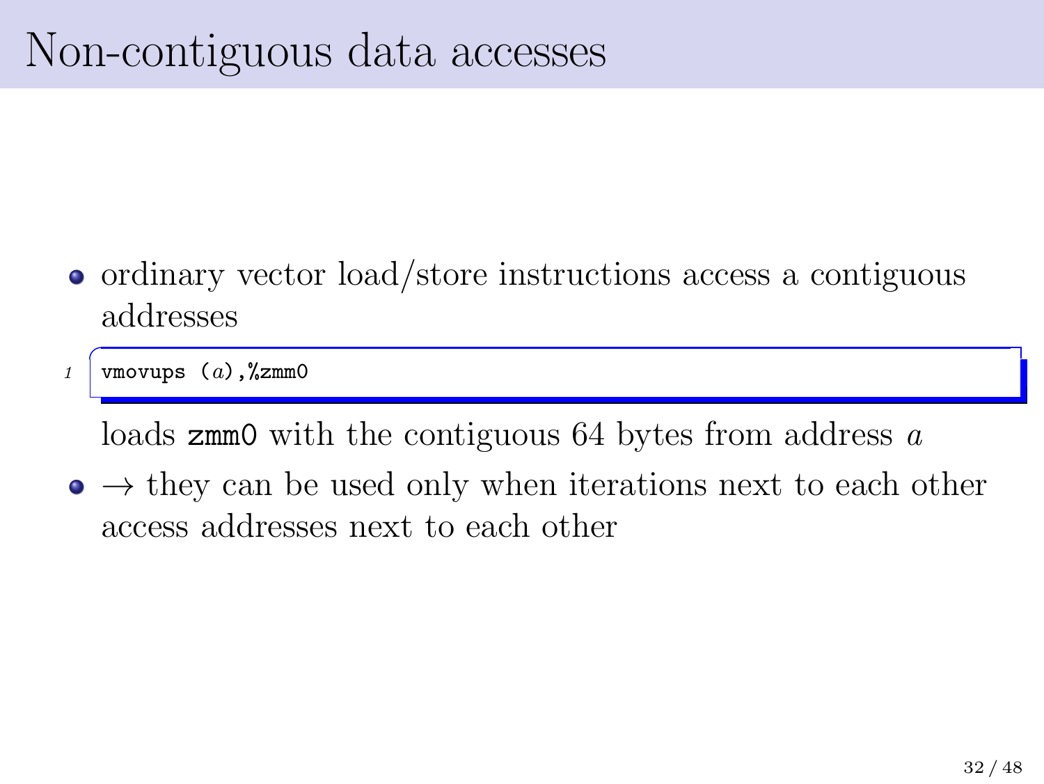# Non-contiguous data accesses

- ordinary vector load/store instructions access a contiguous addresses

```
vmovups (a),%zmm0
```

  loads `zmm0` with the contiguous 64 bytes from address $a$

- → they can be used only when iterations next to each other access addresses next to each other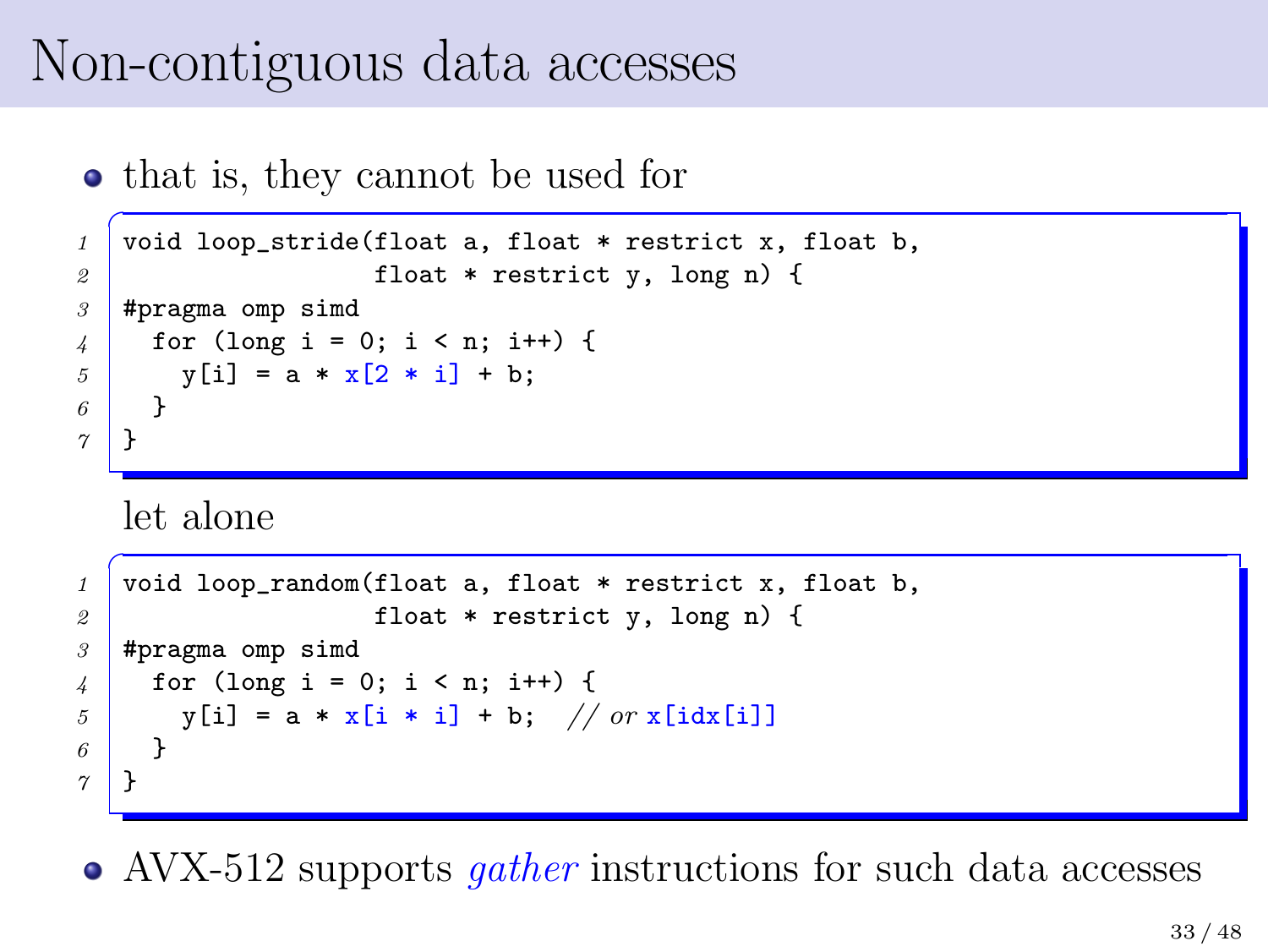# Non-contiguous data accesses

- that is, they cannot be used for

```
void loop_stride(float a, float * restrict x, float b,
                 float * restrict y, long n) {
#pragma omp simd
  for (long i = 0; i < n; i++) {
    y[i] = a * x[2 * i] + b;
  }
}
```

  let alone

```
void loop_random(float a, float * restrict x, float b,
                 float * restrict y, long n) {
#pragma omp simd
  for (long i = 0; i < n; i++) {
    y[i] = a * x[i * i] + b;  // or x[idx[i]]
  }
}
```

- AVX-512 supports *gather* instructions for such data accesses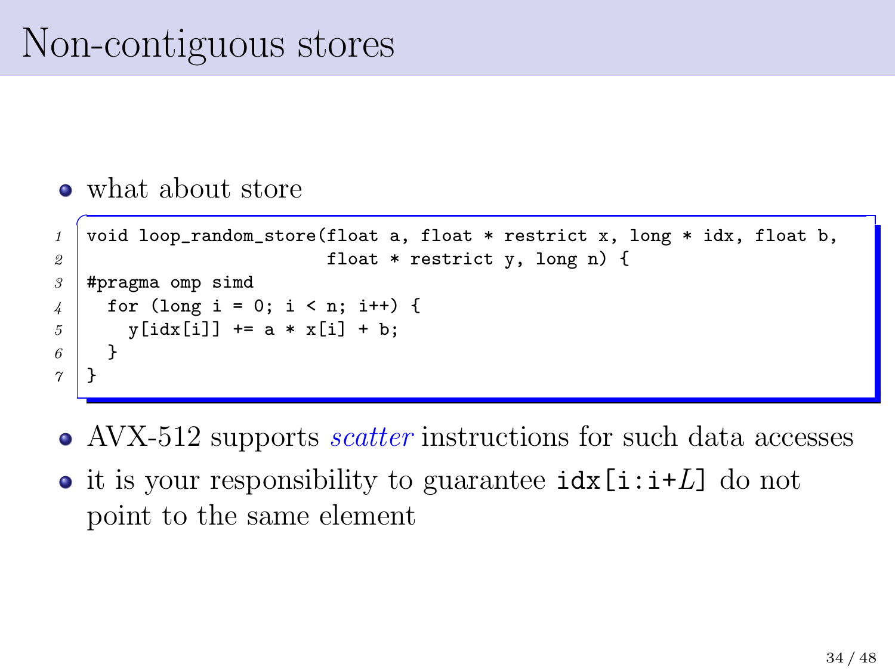# Non-contiguous stores

- what about store

```
void loop_random_store(float a, float * restrict x, long * idx, float b,
                       float * restrict y, long n) {
#pragma omp simd
  for (long i = 0; i < n; i++) {
    y[idx[i]] += a * x[i] + b;
  }
}
```

- AVX-512 supports *scatter* instructions for such data accesses
- it is your responsibility to guarantee `idx[i:i+`$L$`]` do not point to the same element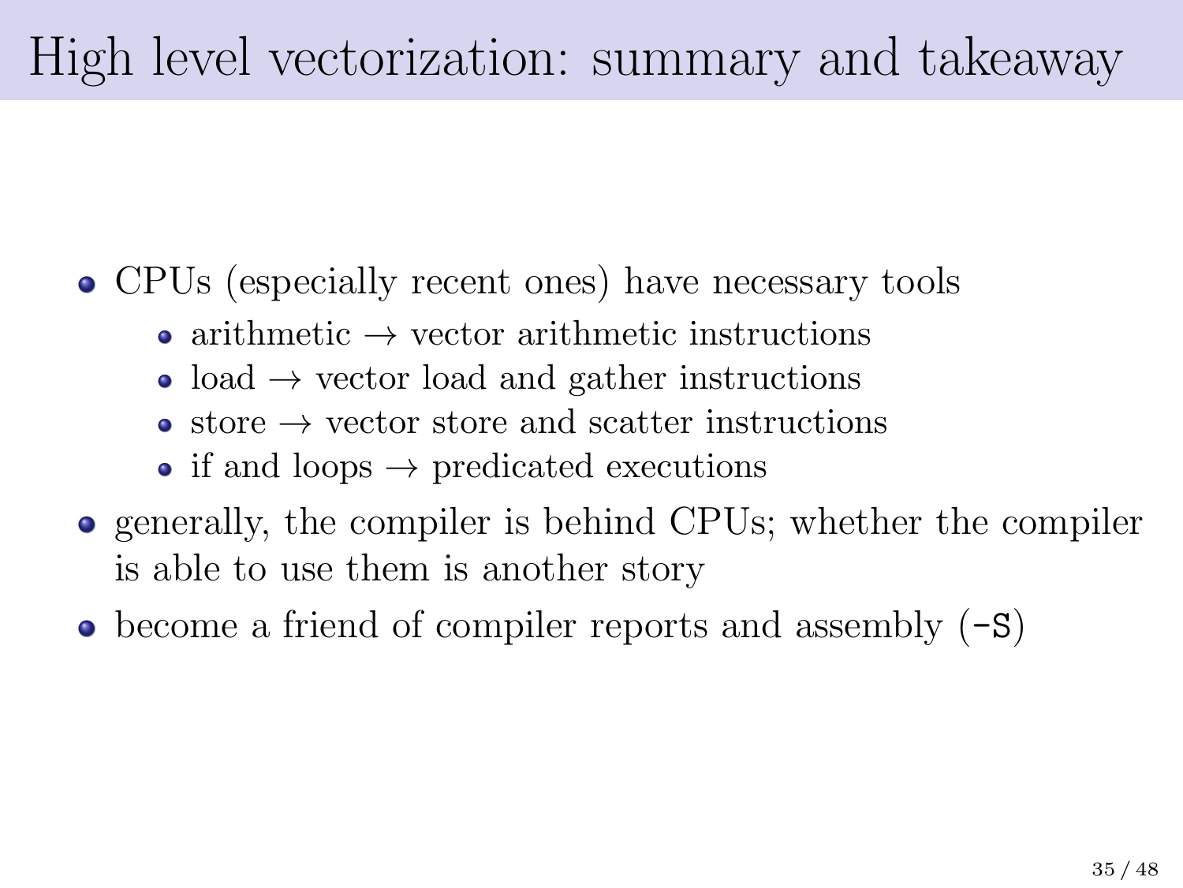# High level vectorization: summary and takeaway

- CPUs (especially recent ones) have necessary tools
  - arithmetic → vector arithmetic instructions
  - load → vector load and gather instructions
  - store → vector store and scatter instructions
  - if and loops → predicated executions
- generally, the compiler is behind CPUs; whether the compiler is able to use them is another story
- become a friend of compiler reports and assembly (`-S`)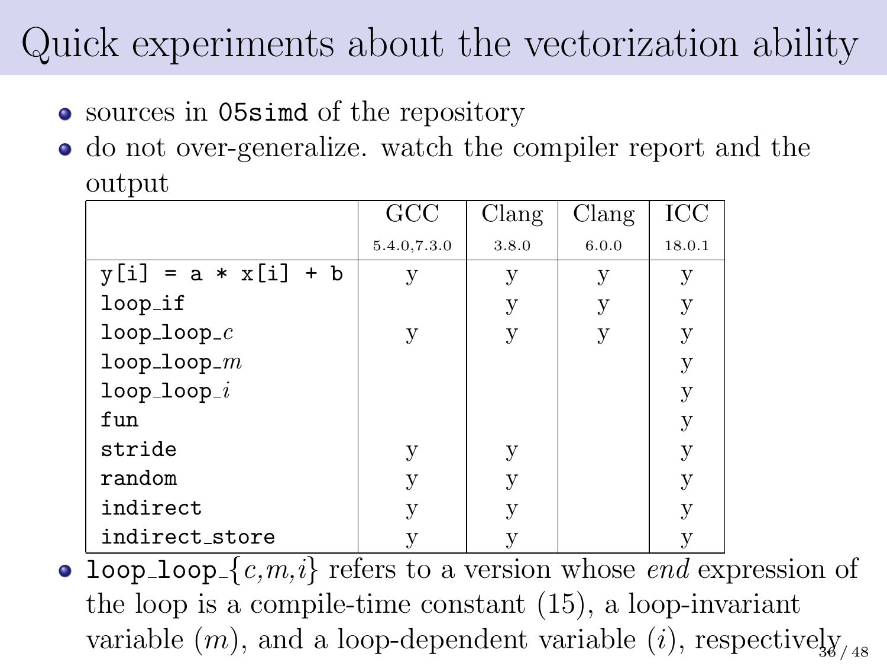# Quick experiments about the vectorization ability

- sources in `05simd` of the repository
- do not over-generalize. watch the compiler report and the output

| | GCC 5.4.0,7.3.0 | Clang 3.8.0 | Clang 6.0.0 | ICC 18.0.1 |
|---|---|---|---|---|
| `y[i] = a * x[i] + b` | y | y | y | y |
| `loop_if` | | y | y | y |
| `loop_loop_`$c$ | y | y | y | y |
| `loop_loop_`$m$ | | | | y |
| `loop_loop_`$i$ | | | | y |
| `fun` | | | | y |
| `stride` | y | y | | y |
| `random` | y | y | | y |
| `indirect` | y | y | | y |
| `indirect_store` | y | y | | y |

- `loop_loop_`$\{c,m,i\}$ refers to a version whose *end* expression of the loop is a compile-time constant (15), a loop-invariant variable ($m$), and a loop-dependent variable ($i$), respectively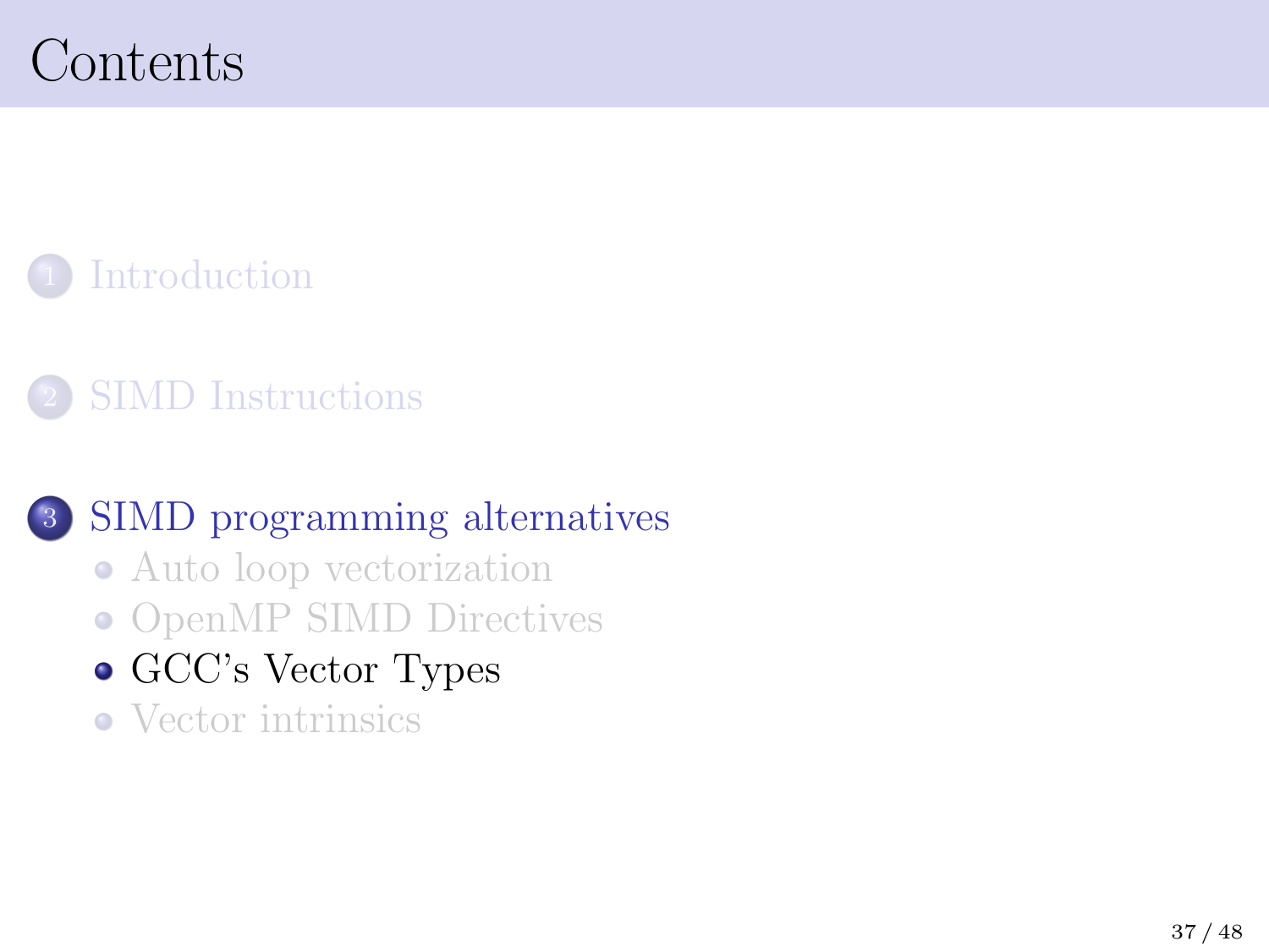# Contents

1. Introduction

2. SIMD Instructions

3. SIMD programming alternatives
   - Auto loop vectorization
   - OpenMP SIMD Directives
   - GCC's Vector Types
   - Vector intrinsics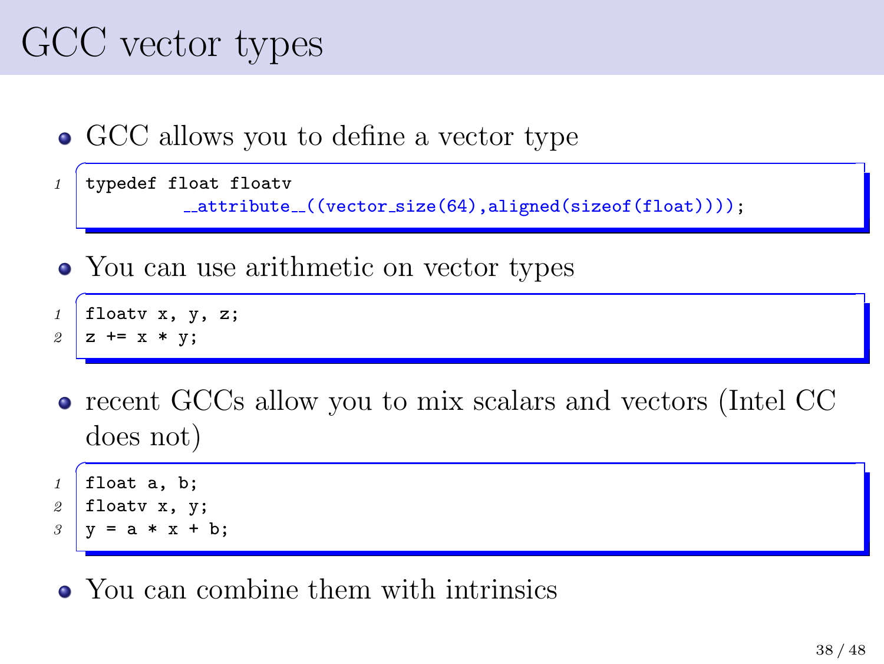# GCC vector types

- GCC allows you to define a vector type

```
typedef float floatv
          __attribute__((vector_size(64),aligned(sizeof(float))));
```

- You can use arithmetic on vector types

```
floatv x, y, z;
z += x * y;
```

- recent GCCs allow you to mix scalars and vectors (Intel CC does not)

```
float a, b;
floatv x, y;
y = a * x + b;
```

- You can combine them with intrinsics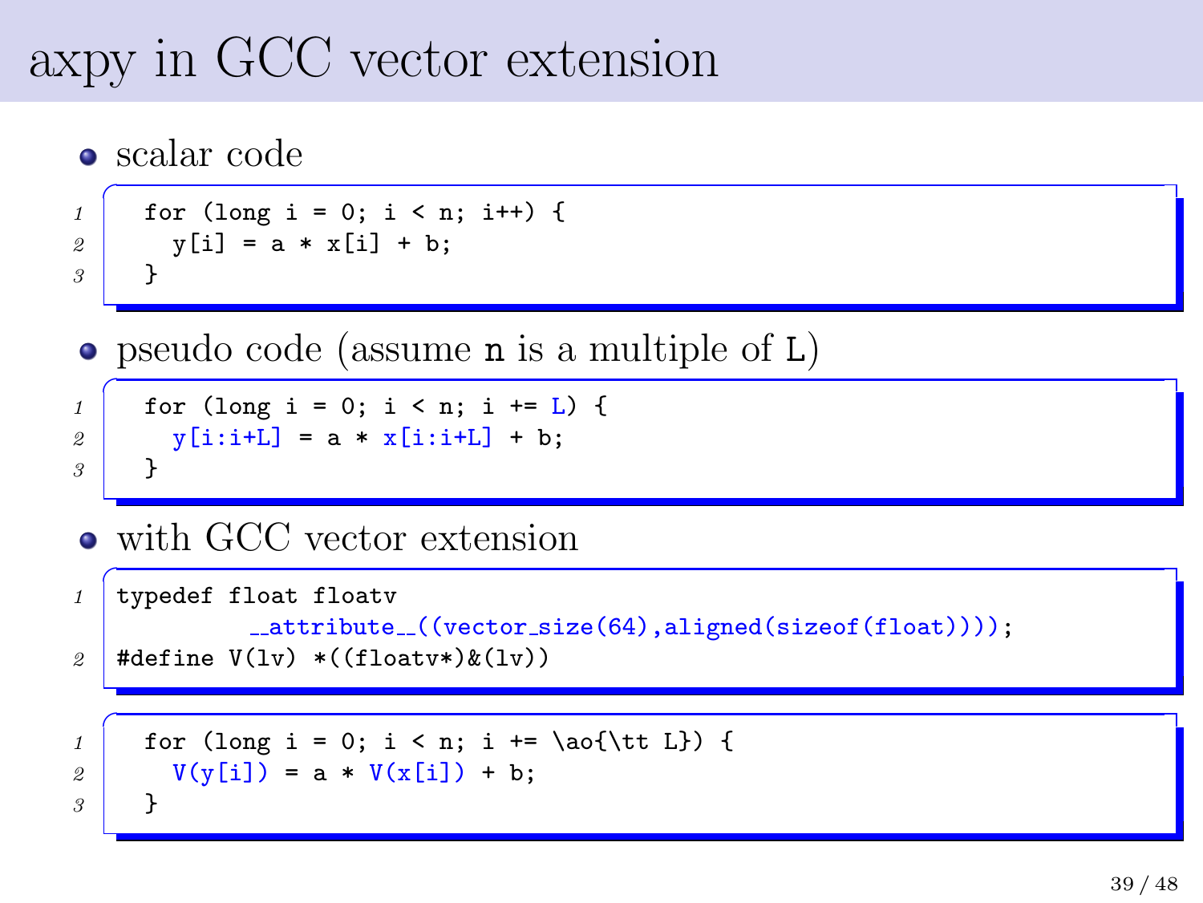# axpy in GCC vector extension

- scalar code

```
for (long i = 0; i < n; i++) {
  y[i] = a * x[i] + b;
}
```

- pseudo code (assume n is a multiple of L)

```
for (long i = 0; i < n; i += L) {
  y[i:i+L] = a * x[i:i+L] + b;
}
```

- with GCC vector extension

```
typedef float floatv
        __attribute__((vector_size(64),aligned(sizeof(float))));
#define V(lv) *((floatv*)&(lv))
```

```
for (long i = 0; i < n; i += \ao{\tt L}) {
  V(y[i]) = a * V(x[i]) + b;
}
```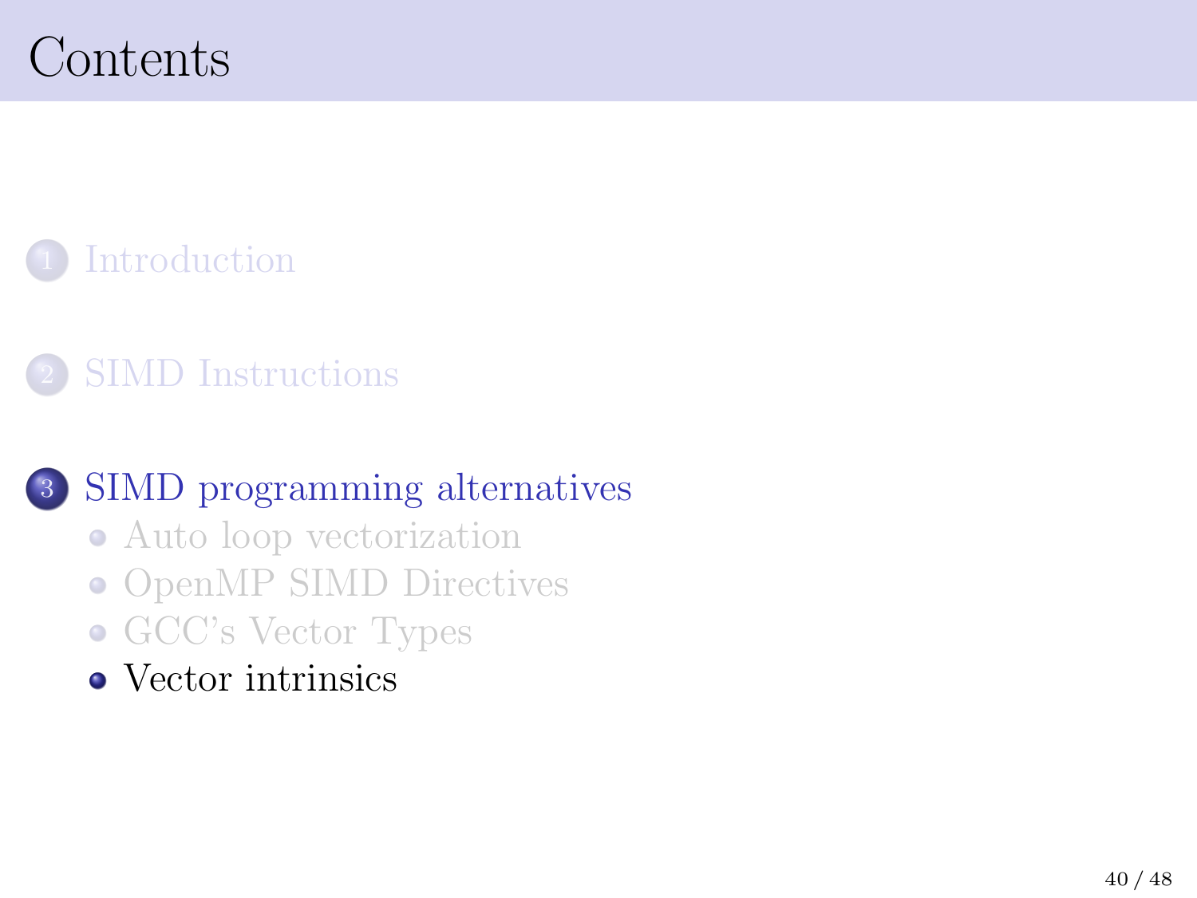# Contents

1. Introduction

2. SIMD Instructions

3. SIMD programming alternatives
   - Auto loop vectorization
   - OpenMP SIMD Directives
   - GCC's Vector Types
   - Vector intrinsics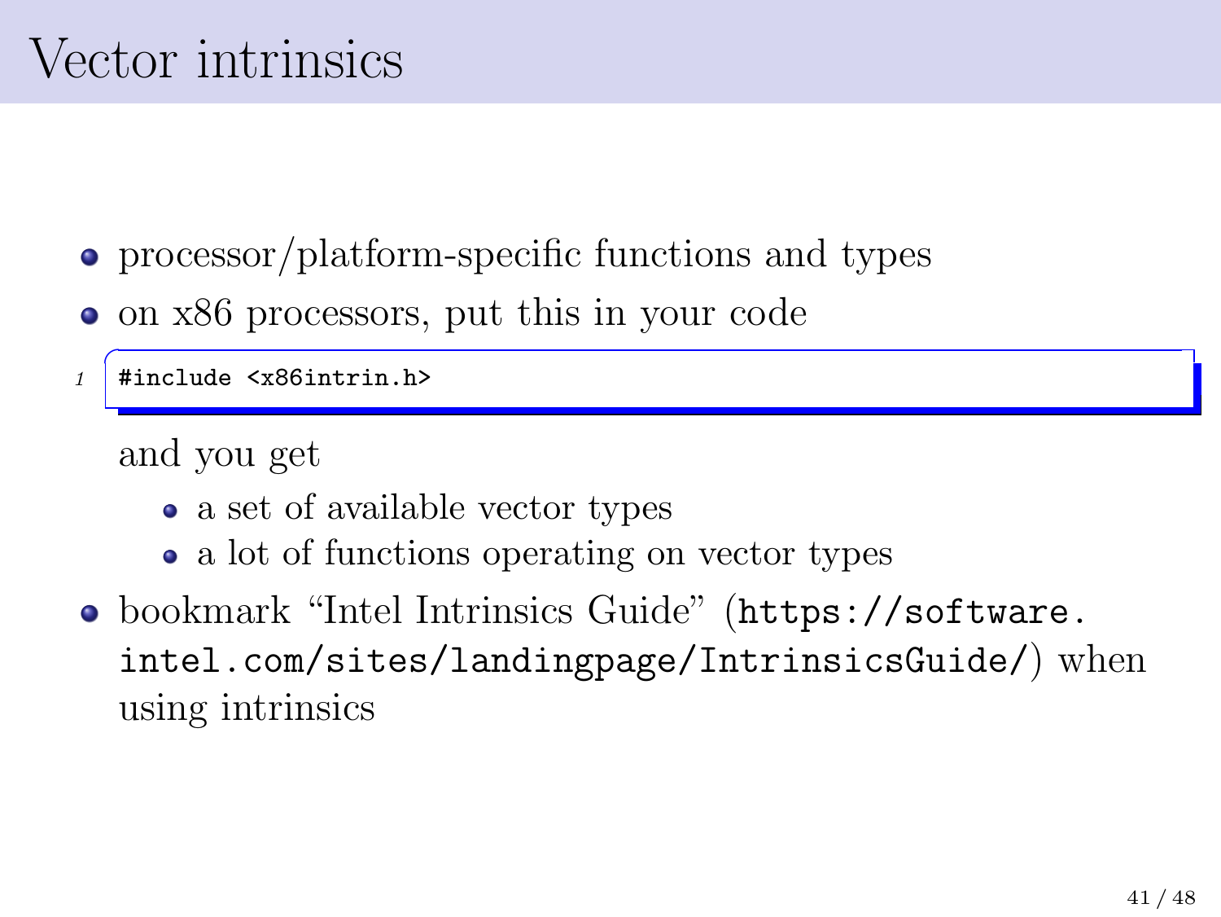# Vector intrinsics

- processor/platform-specific functions and types
- on x86 processors, put this in your code

```
#include <x86intrin.h>
```

  and you get
  - a set of available vector types
  - a lot of functions operating on vector types
- bookmark "Intel Intrinsics Guide" (`https://software.intel.com/sites/landingpage/IntrinsicsGuide/`) when using intrinsics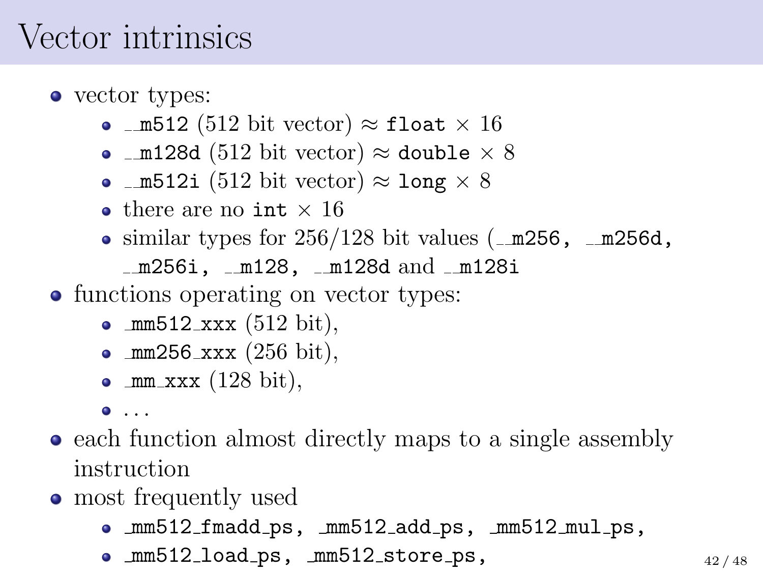# Vector intrinsics

- vector types:
  - `__m512` (512 bit vector) ≈ `float` × 16
  - `__m128d` (512 bit vector) ≈ `double` × 8
  - `__m512i` (512 bit vector) ≈ `long` × 8
  - there are no `int` × 16
  - similar types for 256/128 bit values (`__m256, __m256d, __m256i, __m128, __m128d` and `__m128i`
- functions operating on vector types:
  - `_mm512_xxx` (512 bit),
  - `_mm256_xxx` (256 bit),
  - `_mm_xxx` (128 bit),
  - . . .
- each function almost directly maps to a single assembly instruction
- most frequently used
  - `_mm512_fmadd_ps, _mm512_add_ps, _mm512_mul_ps,`
  - `_mm512_load_ps, _mm512_store_ps,`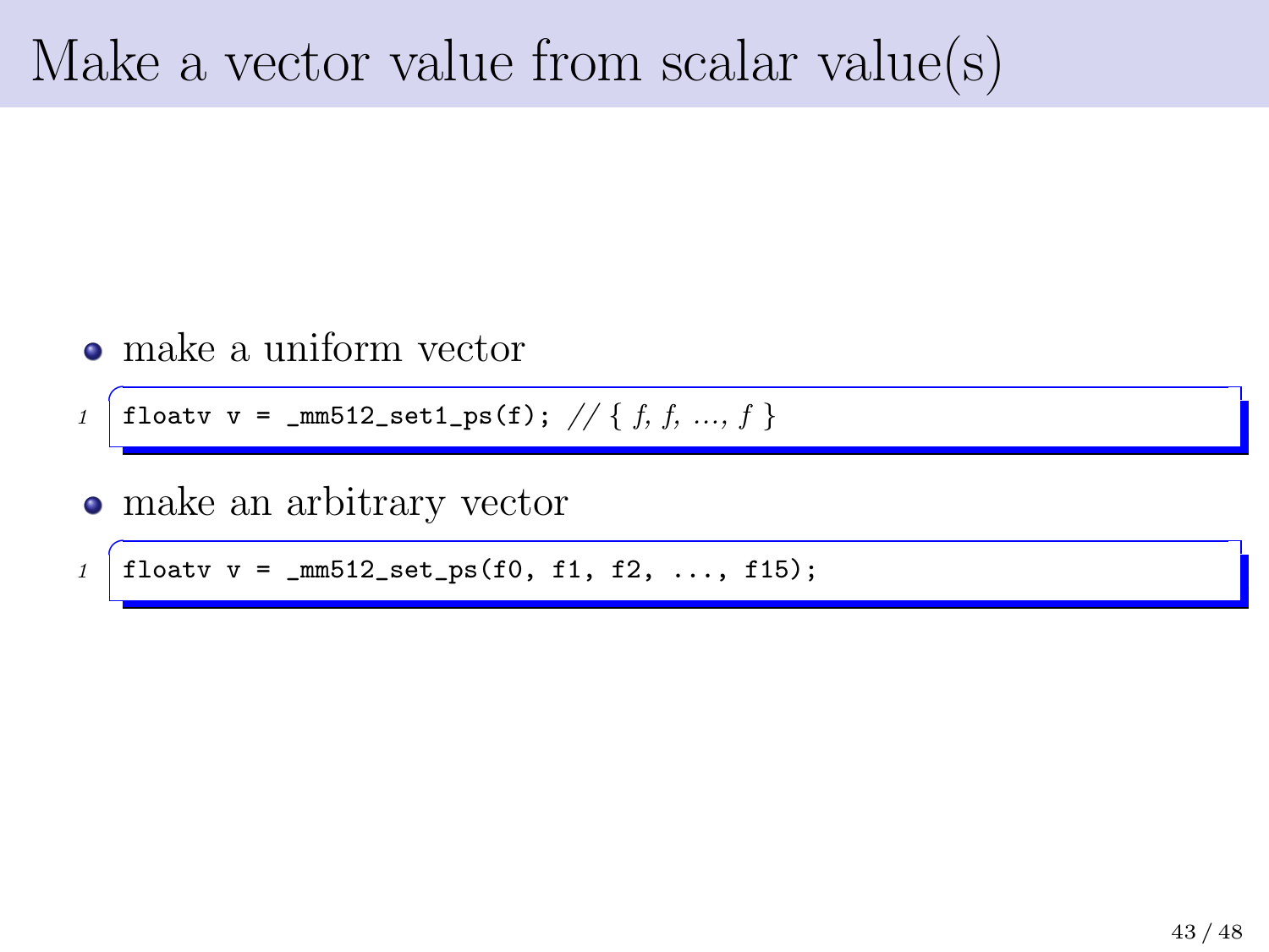# Make a vector value from scalar value(s)

- make a uniform vector

```
floatv v = _mm512_set1_ps(f); // { f, f, ..., f }
```

- make an arbitrary vector

```
floatv v = _mm512_set_ps(f0, f1, f2, ..., f15);
```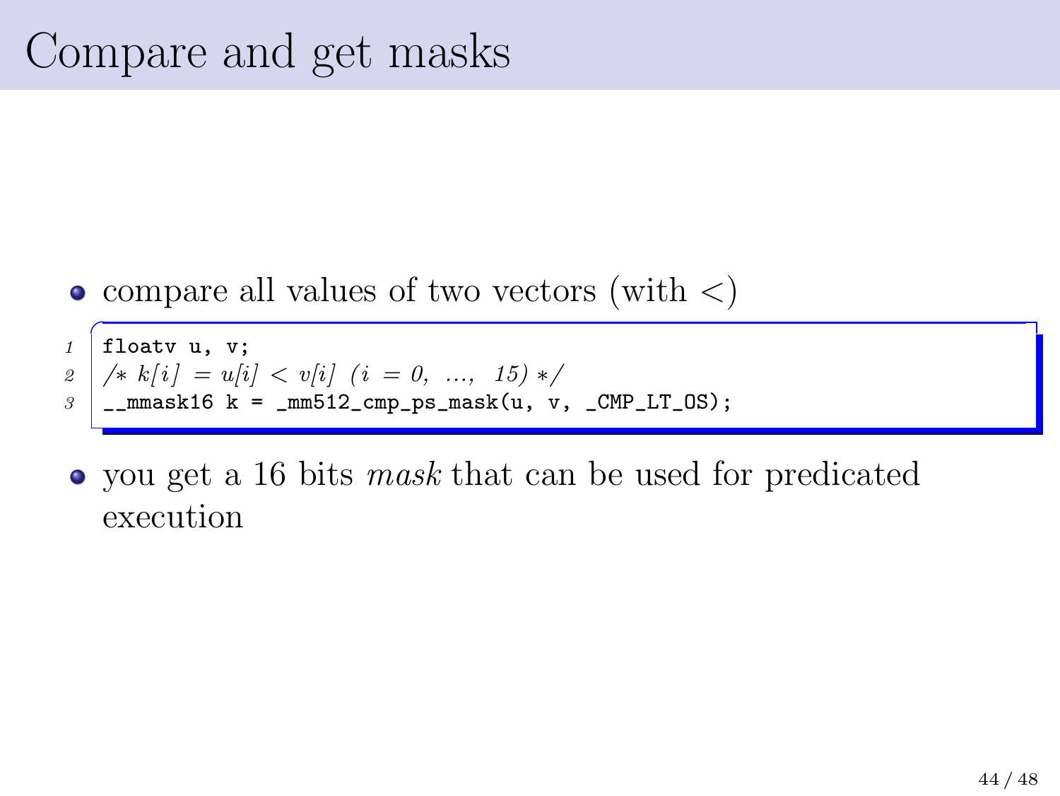# Compare and get masks

- compare all values of two vectors (with $<$)

```
floatv u, v;
/* k[i] = u[i] < v[i] (i = 0, ..., 15) */
__mmask16 k = _mm512_cmp_ps_mask(u, v, _CMP_LT_OS);
```

- you get a 16 bits *mask* that can be used for predicated execution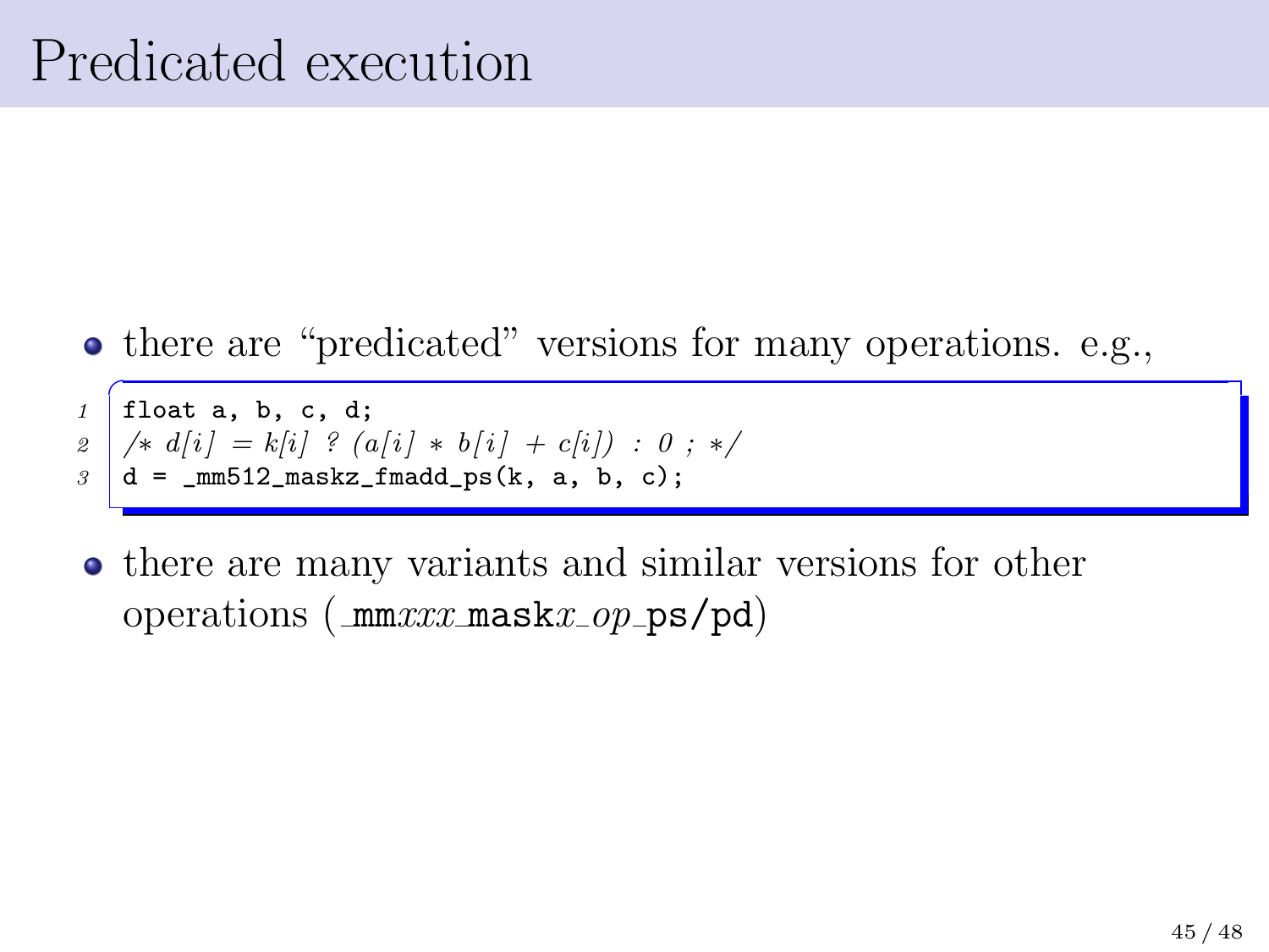# Predicated execution

- there are "predicated" versions for many operations. e.g.,

```
float a, b, c, d;
/* d[i] = k[i] ? (a[i] * b[i] + c[i]) : 0 ; */
d = _mm512_maskz_fmadd_ps(k, a, b, c);
```

- there are many variants and similar versions for other operations (`_mm`*xxx*`_mask`*x*`_`*op*`_ps/pd`)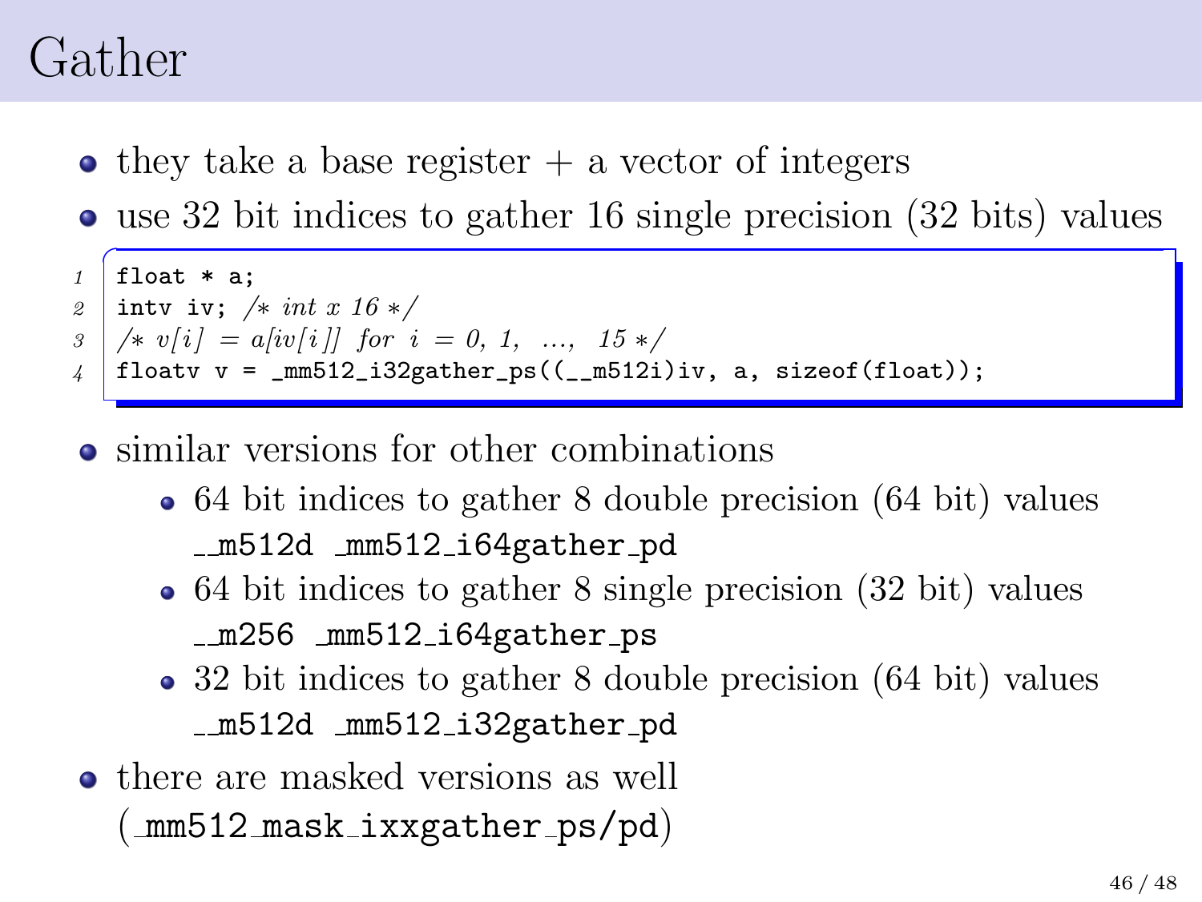# Gather

- they take a base register + a vector of integers
- use 32 bit indices to gather 16 single precision (32 bits) values

```
float * a;
intv iv; /* int x 16 */
/* v[i] = a[iv[i]] for i = 0, 1, ..., 15 */
floatv v = _mm512_i32gather_ps((__m512i)iv, a, sizeof(float));
```

- similar versions for other combinations
  - 64 bit indices to gather 8 double precision (64 bit) values
    `__m512d _mm512_i64gather_pd`
  - 64 bit indices to gather 8 single precision (32 bit) values
    `__m256 _mm512_i64gather_ps`
  - 32 bit indices to gather 8 double precision (64 bit) values
    `__m512d _mm512_i32gather_pd`
- there are masked versions as well (`_mm512_mask_ixxgather_ps/pd`)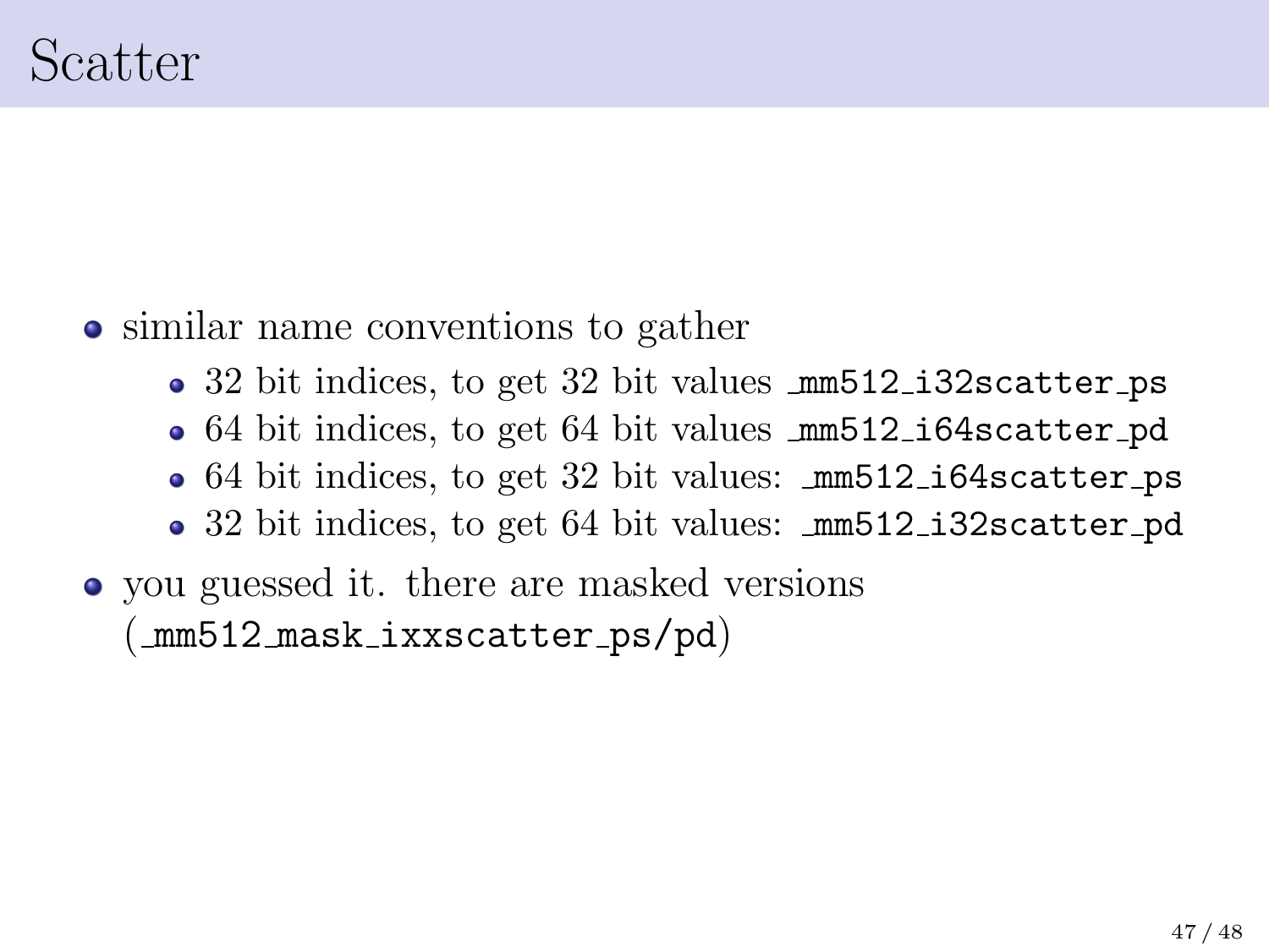# Scatter

- similar name conventions to gather
  - 32 bit indices, to get 32 bit values `_mm512_i32scatter_ps`
  - 64 bit indices, to get 64 bit values `_mm512_i64scatter_pd`
  - 64 bit indices, to get 32 bit values: `_mm512_i64scatter_ps`
  - 32 bit indices, to get 64 bit values: `_mm512_i32scatter_pd`
- you guessed it. there are masked versions (`_mm512_mask_ixxscatter_ps/pd`)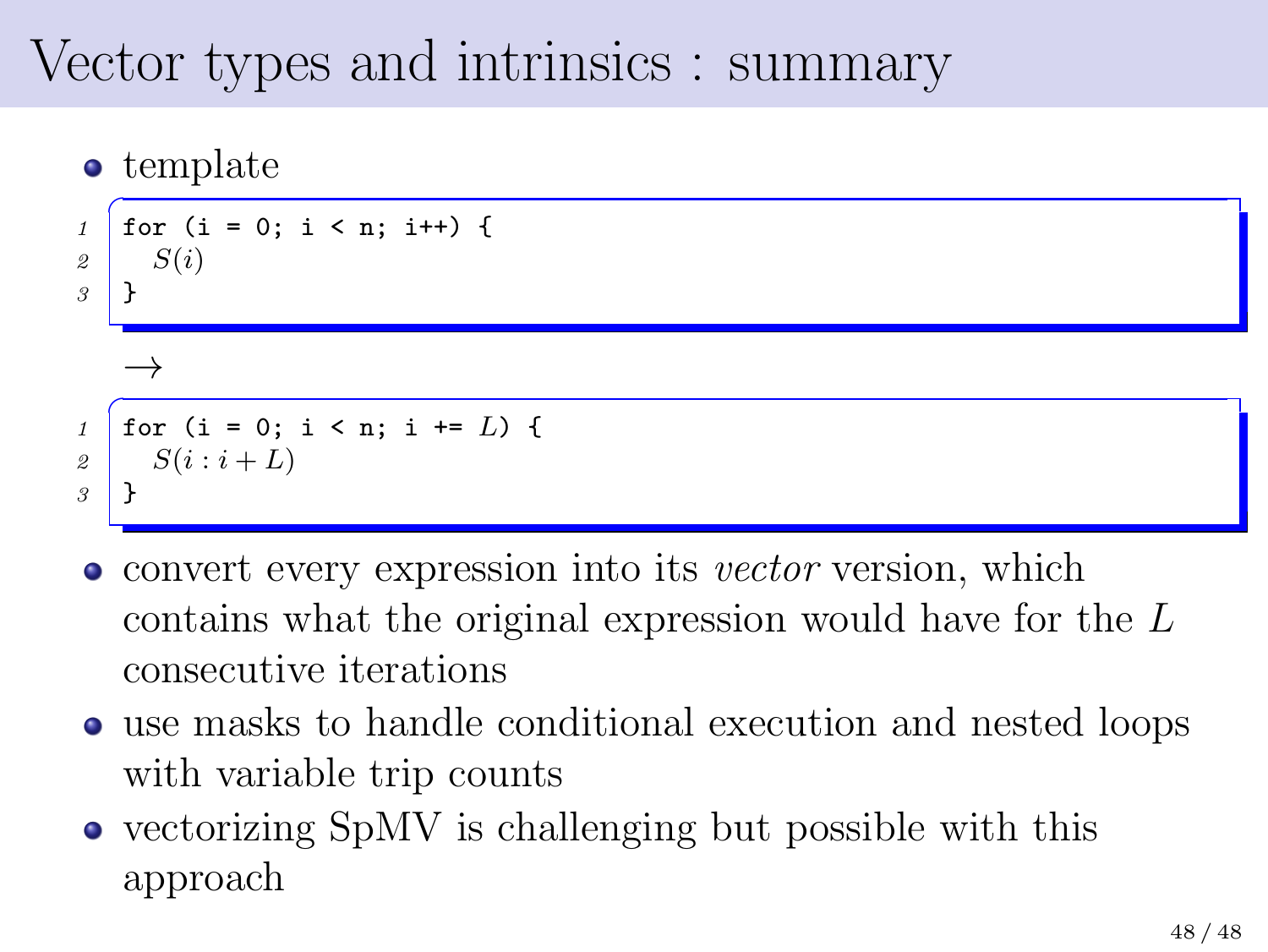# Vector types and intrinsics : summary

- template

```
for (i = 0; i < n; i++) {
  S(i)
}
```

$\rightarrow$

```
for (i = 0; i < n; i += L) {
  S(i : i + L)
}
```

- convert every expression into its *vector* version, which contains what the original expression would have for the $L$ consecutive iterations
- use masks to handle conditional execution and nested loops with variable trip counts
- vectorizing SpMV is challenging but possible with this approach